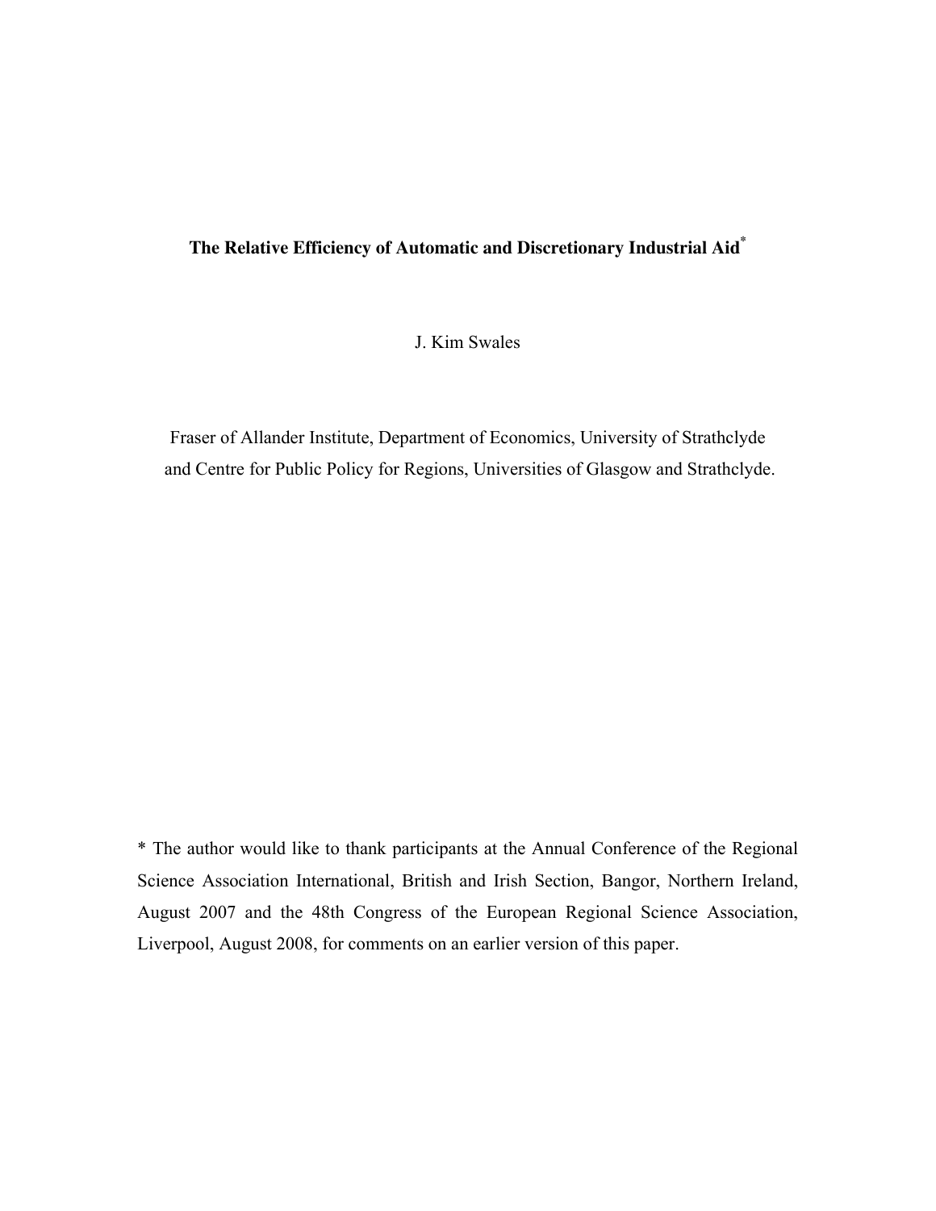# The Relative Efficiency of Automatic and Discretionary Industrial Aid*

J. Kim Swales

Fraser of Allander Institute, Department of Economics, University of Strathclyde
and Centre for Public Policy for Regions, Universities of Glasgow and Strathclyde.

* The author would like to thank participants at the Annual Conference of the Regional Science Association International, British and Irish Section, Bangor, Northern Ireland, August 2007 and the 48th Congress of the European Regional Science Association, Liverpool, August 2008, for comments on an earlier version of this paper.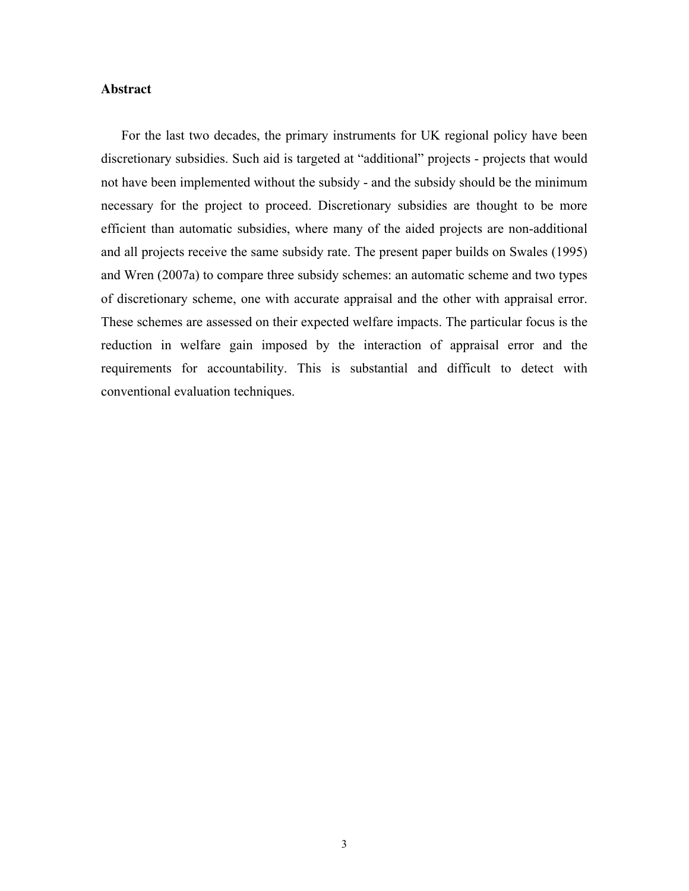**Abstract**

For the last two decades, the primary instruments for UK regional policy have been discretionary subsidies. Such aid is targeted at "additional" projects - projects that would not have been implemented without the subsidy - and the subsidy should be the minimum necessary for the project to proceed. Discretionary subsidies are thought to be more efficient than automatic subsidies, where many of the aided projects are non-additional and all projects receive the same subsidy rate. The present paper builds on Swales (1995) and Wren (2007a) to compare three subsidy schemes: an automatic scheme and two types of discretionary scheme, one with accurate appraisal and the other with appraisal error. These schemes are assessed on their expected welfare impacts. The particular focus is the reduction in welfare gain imposed by the interaction of appraisal error and the requirements for accountability. This is substantial and difficult to detect with conventional evaluation techniques.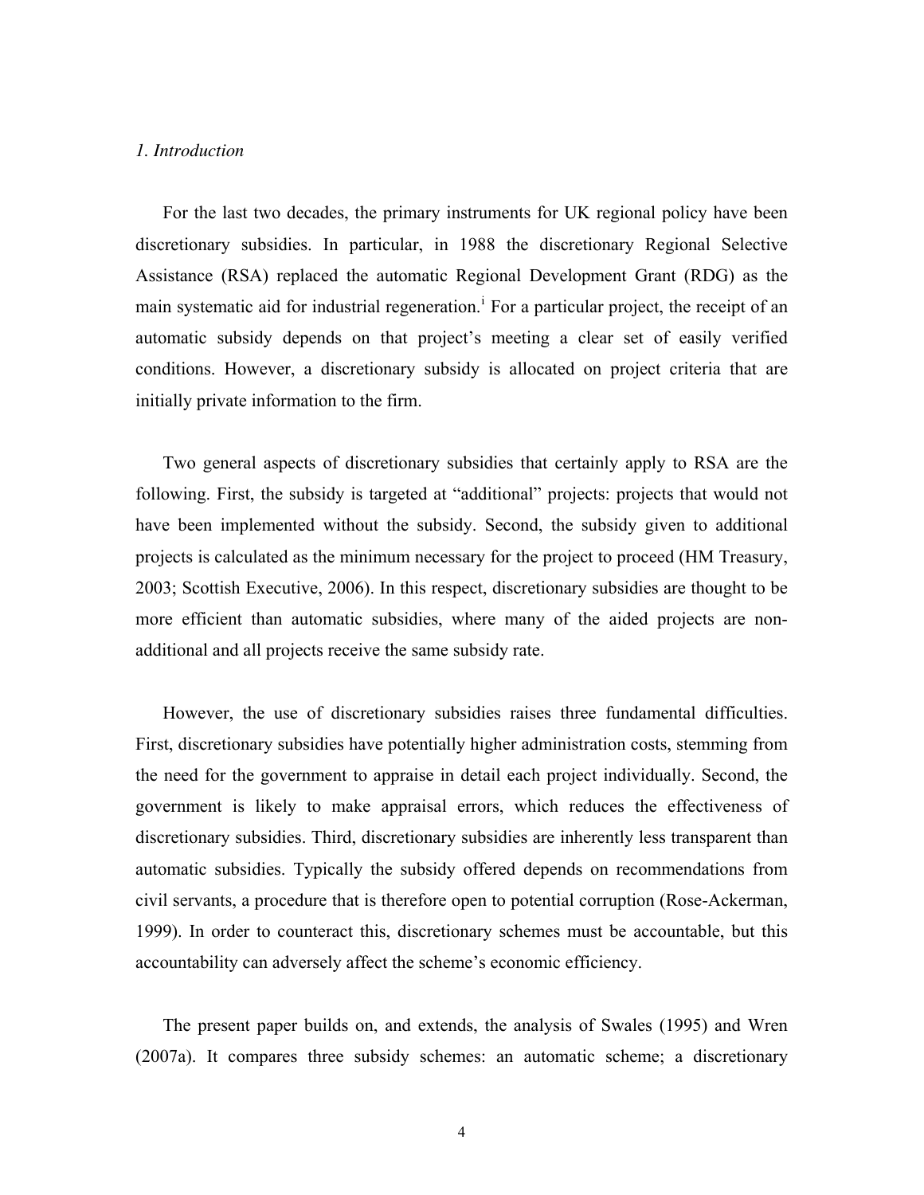*1. Introduction*

For the last two decades, the primary instruments for UK regional policy have been discretionary subsidies. In particular, in 1988 the discretionary Regional Selective Assistance (RSA) replaced the automatic Regional Development Grant (RDG) as the main systematic aid for industrial regeneration.[i] For a particular project, the receipt of an automatic subsidy depends on that project's meeting a clear set of easily verified conditions. However, a discretionary subsidy is allocated on project criteria that are initially private information to the firm.

Two general aspects of discretionary subsidies that certainly apply to RSA are the following. First, the subsidy is targeted at "additional" projects: projects that would not have been implemented without the subsidy. Second, the subsidy given to additional projects is calculated as the minimum necessary for the project to proceed (HM Treasury, 2003; Scottish Executive, 2006). In this respect, discretionary subsidies are thought to be more efficient than automatic subsidies, where many of the aided projects are non-additional and all projects receive the same subsidy rate.

However, the use of discretionary subsidies raises three fundamental difficulties. First, discretionary subsidies have potentially higher administration costs, stemming from the need for the government to appraise in detail each project individually. Second, the government is likely to make appraisal errors, which reduces the effectiveness of discretionary subsidies. Third, discretionary subsidies are inherently less transparent than automatic subsidies. Typically the subsidy offered depends on recommendations from civil servants, a procedure that is therefore open to potential corruption (Rose-Ackerman, 1999). In order to counteract this, discretionary schemes must be accountable, but this accountability can adversely affect the scheme's economic efficiency.

The present paper builds on, and extends, the analysis of Swales (1995) and Wren (2007a). It compares three subsidy schemes: an automatic scheme; a discretionary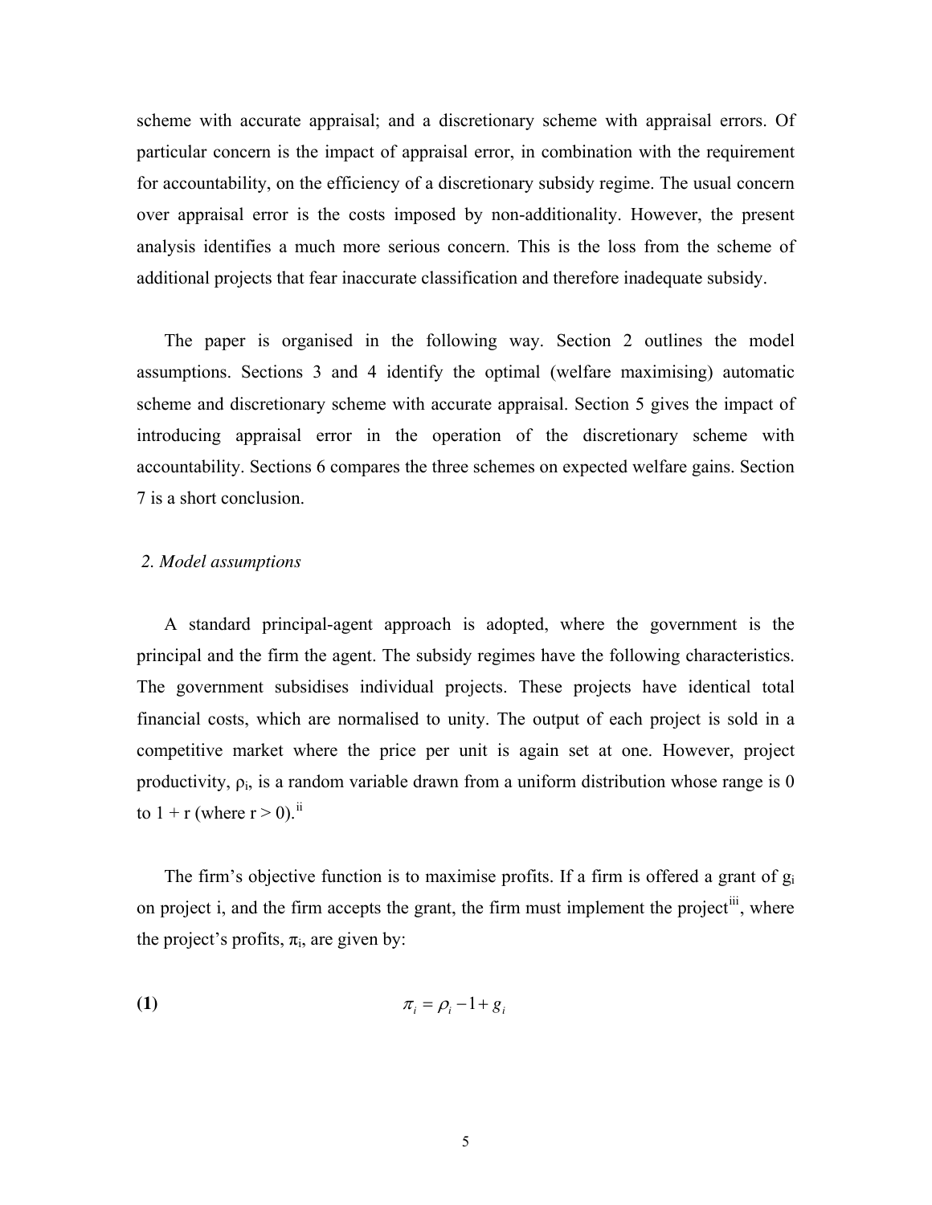scheme with accurate appraisal; and a discretionary scheme with appraisal errors. Of particular concern is the impact of appraisal error, in combination with the requirement for accountability, on the efficiency of a discretionary subsidy regime. The usual concern over appraisal error is the costs imposed by non-additionality. However, the present analysis identifies a much more serious concern. This is the loss from the scheme of additional projects that fear inaccurate classification and therefore inadequate subsidy.

The paper is organised in the following way. Section 2 outlines the model assumptions. Sections 3 and 4 identify the optimal (welfare maximising) automatic scheme and discretionary scheme with accurate appraisal. Section 5 gives the impact of introducing appraisal error in the operation of the discretionary scheme with accountability. Sections 6 compares the three schemes on expected welfare gains. Section 7 is a short conclusion.

## *2. Model assumptions*

A standard principal-agent approach is adopted, where the government is the principal and the firm the agent. The subsidy regimes have the following characteristics. The government subsidises individual projects. These projects have identical total financial costs, which are normalised to unity. The output of each project is sold in a competitive market where the price per unit is again set at one. However, project productivity, $\rho_i$, is a random variable drawn from a uniform distribution whose range is 0 to 1 + r (where r > 0).[ii]

The firm's objective function is to maximise profits. If a firm is offered a grant of $g_i$ on project i, and the firm accepts the grant, the firm must implement the project[iii], where the project's profits, $\pi_i$, are given by:

**(1)**
$$\pi_i = \rho_i - 1 + g_i$$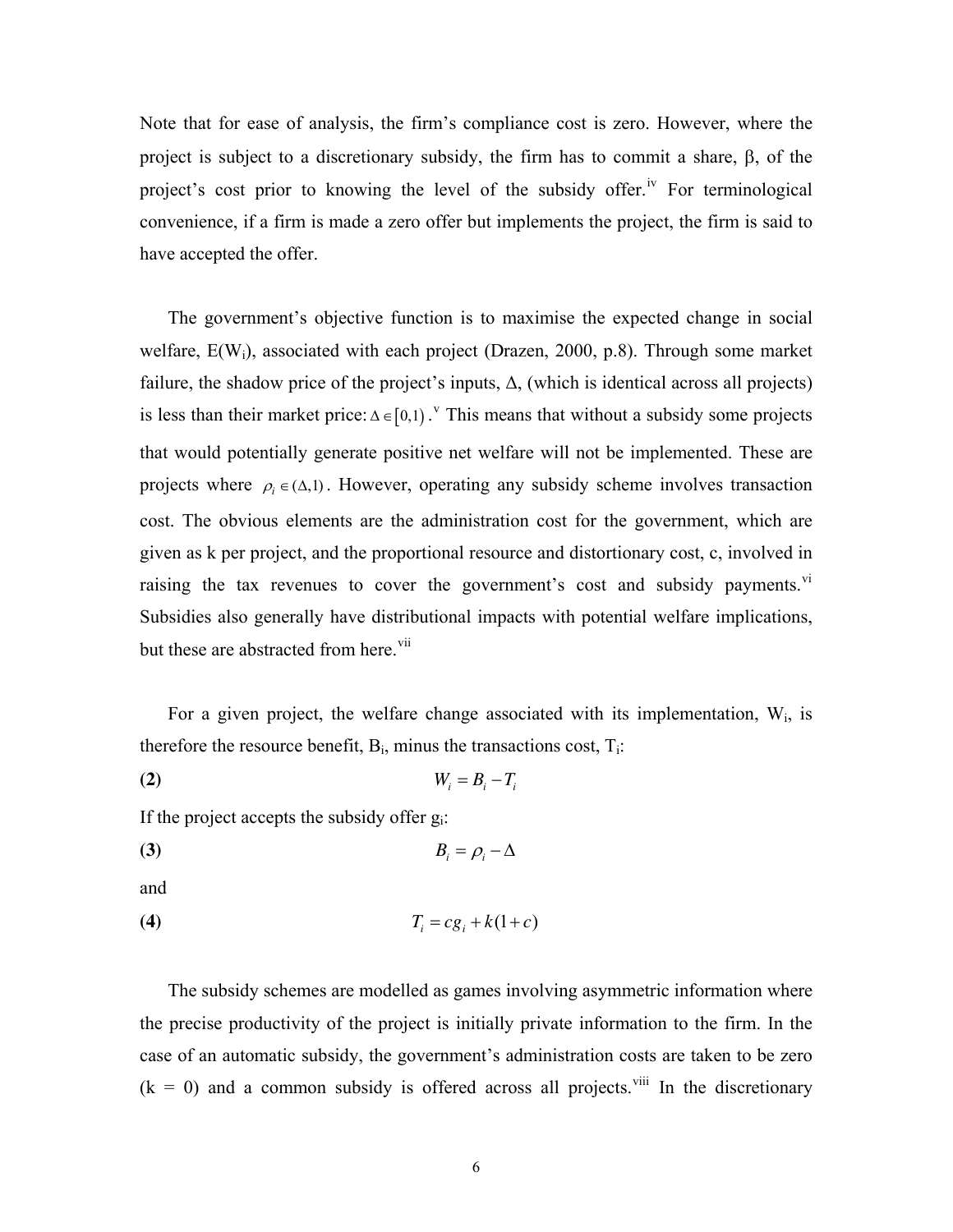Note that for ease of analysis, the firm's compliance cost is zero. However, where the project is subject to a discretionary subsidy, the firm has to commit a share, β, of the project's cost prior to knowing the level of the subsidy offer.[iv] For terminological convenience, if a firm is made a zero offer but implements the project, the firm is said to have accepted the offer.

The government's objective function is to maximise the expected change in social welfare, $E(W_i)$, associated with each project (Drazen, 2000, p.8). Through some market failure, the shadow price of the project's inputs, Δ, (which is identical across all projects) is less than their market price: $\Delta \in [0,1)$.[v] This means that without a subsidy some projects that would potentially generate positive net welfare will not be implemented. These are projects where $\rho_i \in (\Delta, 1)$. However, operating any subsidy scheme involves transaction cost. The obvious elements are the administration cost for the government, which are given as k per project, and the proportional resource and distortionary cost, c, involved in raising the tax revenues to cover the government's cost and subsidy payments.[vi] Subsidies also generally have distributional impacts with potential welfare implications, but these are abstracted from here.[vii]

For a given project, the welfare change associated with its implementation, $W_i$, is therefore the resource benefit, $B_i$, minus the transactions cost, $T_i$:

**(2)** $$W_i = B_i - T_i$$

If the project accepts the subsidy offer $g_i$:

**(3)** $$B_i = \rho_i - \Delta$$

and

**(4)** $$T_i = cg_i + k(1+c)$$

The subsidy schemes are modelled as games involving asymmetric information where the precise productivity of the project is initially private information to the firm. In the case of an automatic subsidy, the government's administration costs are taken to be zero ($k = 0$) and a common subsidy is offered across all projects.[viii] In the discretionary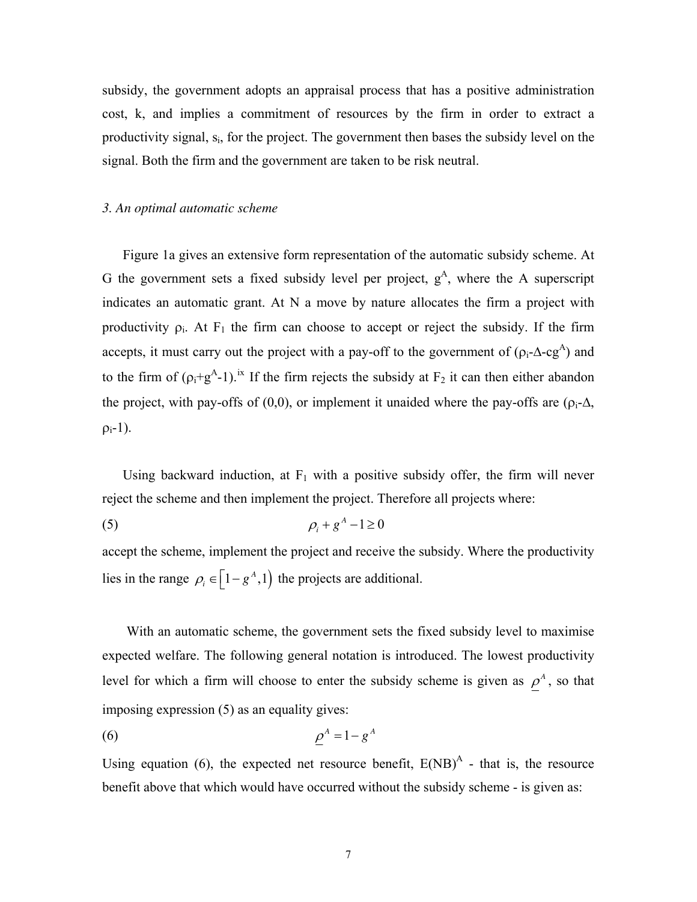subsidy, the government adopts an appraisal process that has a positive administration cost, k, and implies a commitment of resources by the firm in order to extract a productivity signal, $s_i$, for the project. The government then bases the subsidy level on the signal. Both the firm and the government are taken to be risk neutral.

### *3. An optimal automatic scheme*

Figure 1a gives an extensive form representation of the automatic subsidy scheme. At G the government sets a fixed subsidy level per project, $g^A$, where the A superscript indicates an automatic grant. At N a move by nature allocates the firm a project with productivity $\rho_i$. At $F_1$ the firm can choose to accept or reject the subsidy. If the firm accepts, it must carry out the project with a pay-off to the government of ($\rho_i$-$\Delta$-$cg^A$) and to the firm of ($\rho_i$+$g^A$-1).[ix] If the firm rejects the subsidy at $F_2$ it can then either abandon the project, with pay-offs of (0,0), or implement it unaided where the pay-offs are ($\rho_i$-$\Delta$, $\rho_i$-1).

Using backward induction, at $F_1$ with a positive subsidy offer, the firm will never reject the scheme and then implement the project. Therefore all projects where:

$$\rho_i + g^A - 1 \geq 0 \tag{5}$$

accept the scheme, implement the project and receive the subsidy. Where the productivity lies in the range $\rho_i \in \left[1 - g^A, 1\right)$ the projects are additional.

With an automatic scheme, the government sets the fixed subsidy level to maximise expected welfare. The following general notation is introduced. The lowest productivity level for which a firm will choose to enter the subsidy scheme is given as $\underline{\rho}^A$, so that imposing expression (5) as an equality gives:

$$\underline{\rho}^A = 1 - g^A \tag{6}$$

Using equation (6), the expected net resource benefit, $E(NB)^A$ - that is, the resource benefit above that which would have occurred without the subsidy scheme - is given as: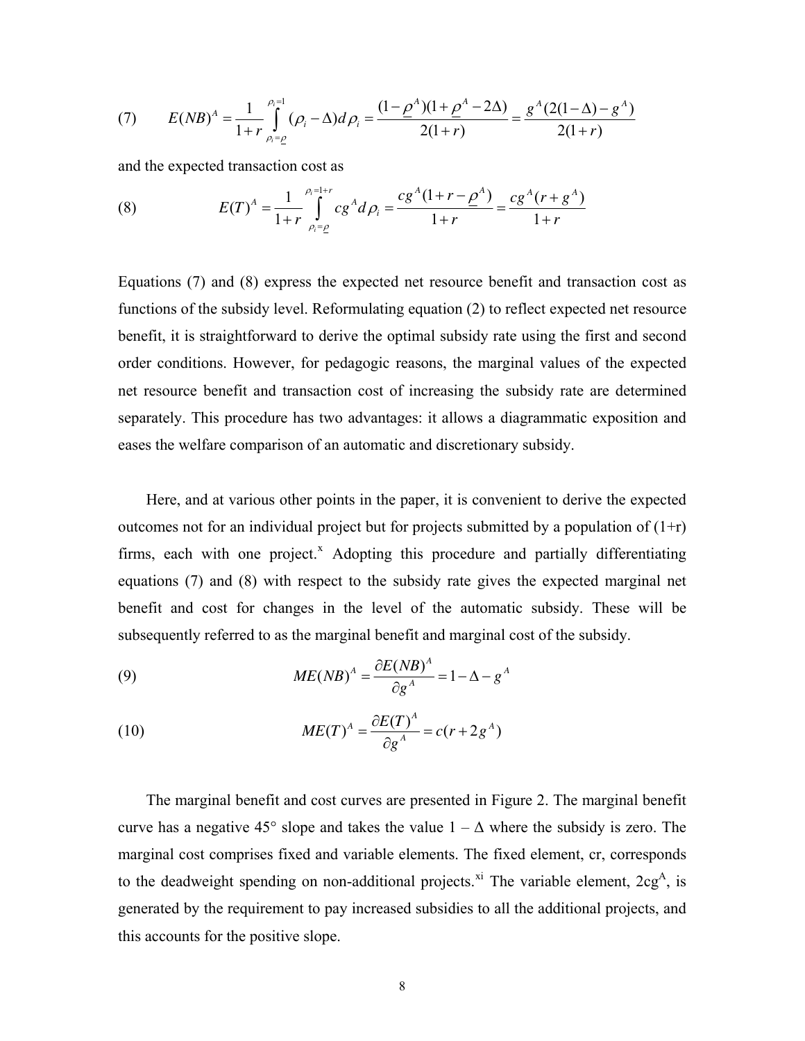$$(7) \qquad E(NB)^A = \frac{1}{1+r}\int_{\rho_i=\underline{\rho}}^{\rho_i=1}(\rho_i - \Delta)d\rho_i = \frac{(1-\underline{\rho}^A)(1+\underline{\rho}^A - 2\Delta)}{2(1+r)} = \frac{g^A(2(1-\Delta)-g^A)}{2(1+r)}$$

and the expected transaction cost as

$$(8) \qquad E(T)^A = \frac{1}{1+r}\int_{\rho_i=\underline{\rho}}^{\rho_i=1+r} cg^A d\rho_i = \frac{cg^A(1+r-\underline{\rho}^A)}{1+r} = \frac{cg^A(r+g^A)}{1+r}$$

Equations (7) and (8) express the expected net resource benefit and transaction cost as functions of the subsidy level. Reformulating equation (2) to reflect expected net resource benefit, it is straightforward to derive the optimal subsidy rate using the first and second order conditions. However, for pedagogic reasons, the marginal values of the expected net resource benefit and transaction cost of increasing the subsidy rate are determined separately. This procedure has two advantages: it allows a diagrammatic exposition and eases the welfare comparison of an automatic and discretionary subsidy.

Here, and at various other points in the paper, it is convenient to derive the expected outcomes not for an individual project but for projects submitted by a population of (1+r) firms, each with one project.[x] Adopting this procedure and partially differentiating equations (7) and (8) with respect to the subsidy rate gives the expected marginal net benefit and cost for changes in the level of the automatic subsidy. These will be subsequently referred to as the marginal benefit and marginal cost of the subsidy.

$$(9) \qquad ME(NB)^A = \frac{\partial E(NB)^A}{\partial g^A} = 1 - \Delta - g^A$$

$$(10) \qquad ME(T)^A = \frac{\partial E(T)^A}{\partial g^A} = c(r + 2g^A)$$

The marginal benefit and cost curves are presented in Figure 2. The marginal benefit curve has a negative 45° slope and takes the value $1 - \Delta$ where the subsidy is zero. The marginal cost comprises fixed and variable elements. The fixed element, cr, corresponds to the deadweight spending on non-additional projects.[xi] The variable element, $2cg^A$, is generated by the requirement to pay increased subsidies to all the additional projects, and this accounts for the positive slope.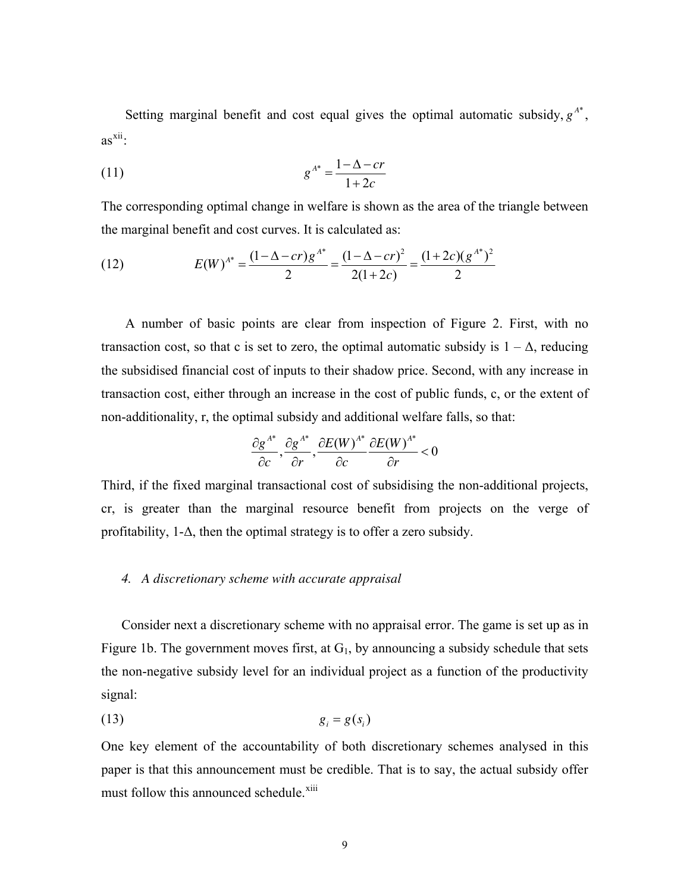Setting marginal benefit and cost equal gives the optimal automatic subsidy, $g^{A*}$, as[xii]:

$$(11) \qquad g^{A*} = \frac{1-\Delta - cr}{1+2c}$$

The corresponding optimal change in welfare is shown as the area of the triangle between the marginal benefit and cost curves. It is calculated as:

$$(12) \qquad E(W)^{A*} = \frac{(1-\Delta - cr)g^{A*}}{2} = \frac{(1-\Delta - cr)^2}{2(1+2c)} = \frac{(1+2c)(g^{A*})^2}{2}$$

A number of basic points are clear from inspection of Figure 2. First, with no transaction cost, so that c is set to zero, the optimal automatic subsidy is $1 - \Delta$, reducing the subsidised financial cost of inputs to their shadow price. Second, with any increase in transaction cost, either through an increase in the cost of public funds, c, or the extent of non-additionality, r, the optimal subsidy and additional welfare falls, so that:

$$\frac{\partial g^{A*}}{\partial c}, \frac{\partial g^{A*}}{\partial r}, \frac{\partial E(W)^{A*}}{\partial c} \frac{\partial E(W)^{A*}}{\partial r} < 0$$

Third, if the fixed marginal transactional cost of subsidising the non-additional projects, cr, is greater than the marginal resource benefit from projects on the verge of profitability, $1-\Delta$, then the optimal strategy is to offer a zero subsidy.

### *4. A discretionary scheme with accurate appraisal*

Consider next a discretionary scheme with no appraisal error. The game is set up as in Figure 1b. The government moves first, at $G_1$, by announcing a subsidy schedule that sets the non-negative subsidy level for an individual project as a function of the productivity signal:

$$(13) \qquad g_i = g(s_i)$$

One key element of the accountability of both discretionary schemes analysed in this paper is that this announcement must be credible. That is to say, the actual subsidy offer must follow this announced schedule.[xiii]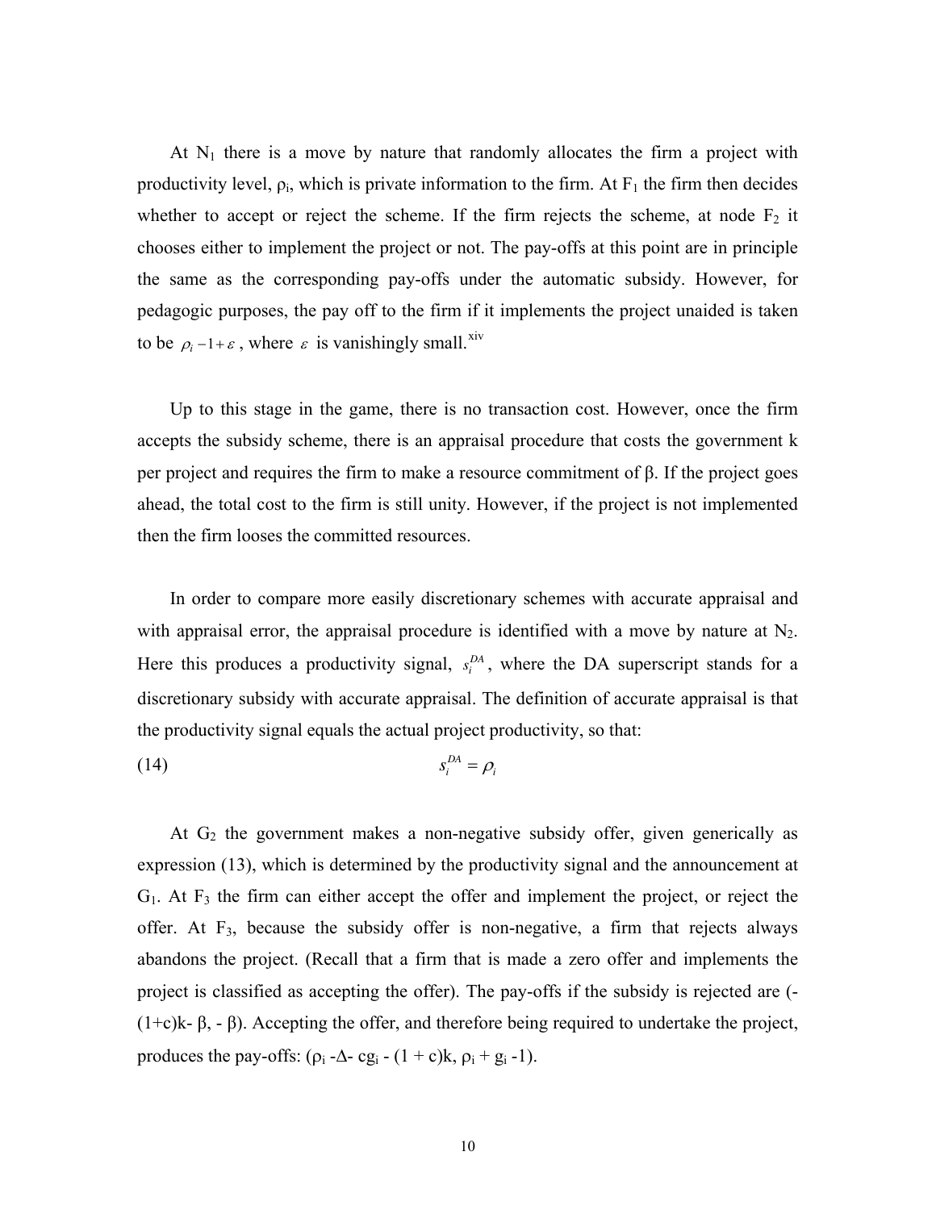At $N_1$ there is a move by nature that randomly allocates the firm a project with productivity level, $\rho_i$, which is private information to the firm. At $F_1$ the firm then decides whether to accept or reject the scheme. If the firm rejects the scheme, at node $F_2$ it chooses either to implement the project or not. The pay-offs at this point are in principle the same as the corresponding pay-offs under the automatic subsidy. However, for pedagogic purposes, the pay off to the firm if it implements the project unaided is taken to be $\rho_i - 1 + \varepsilon$, where $\varepsilon$ is vanishingly small.[xiv]

Up to this stage in the game, there is no transaction cost. However, once the firm accepts the subsidy scheme, there is an appraisal procedure that costs the government k per project and requires the firm to make a resource commitment of $\beta$. If the project goes ahead, the total cost to the firm is still unity. However, if the project is not implemented then the firm looses the committed resources.

In order to compare more easily discretionary schemes with accurate appraisal and with appraisal error, the appraisal procedure is identified with a move by nature at $N_2$. Here this produces a productivity signal, $s_i^{DA}$, where the DA superscript stands for a discretionary subsidy with accurate appraisal. The definition of accurate appraisal is that the productivity signal equals the actual project productivity, so that:

$$s_i^{DA} = \rho_i \tag{14}$$

At $G_2$ the government makes a non-negative subsidy offer, given generically as expression (13), which is determined by the productivity signal and the announcement at $G_1$. At $F_3$ the firm can either accept the offer and implement the project, or reject the offer. At $F_3$, because the subsidy offer is non-negative, a firm that rejects always abandons the project. (Recall that a firm that is made a zero offer and implements the project is classified as accepting the offer). The pay-offs if the subsidy is rejected are $(-(1+c)k - \beta, -\beta)$. Accepting the offer, and therefore being required to undertake the project, produces the pay-offs: $(\rho_i - \Delta - cg_i - (1 + c)k, \rho_i + g_i - 1)$.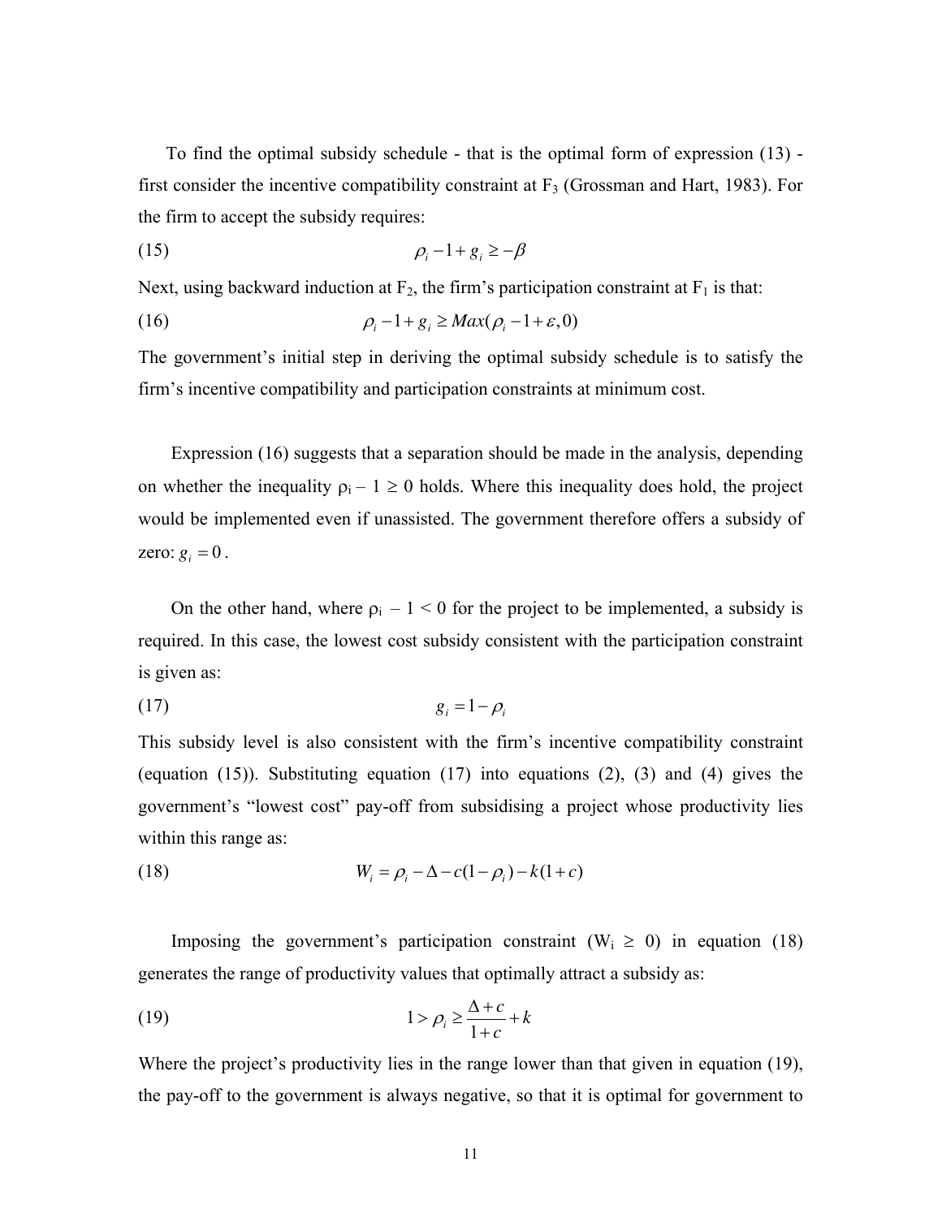To find the optimal subsidy schedule - that is the optimal form of expression (13) - first consider the incentive compatibility constraint at $F_3$ (Grossman and Hart, 1983). For the firm to accept the subsidy requires:

$$\rho_i - 1 + g_i \geq -\beta \tag{15}$$

Next, using backward induction at $F_2$, the firm's participation constraint at $F_1$ is that:

$$\rho_i - 1 + g_i \geq Max(\rho_i - 1 + \varepsilon, 0) \tag{16}$$

The government's initial step in deriving the optimal subsidy schedule is to satisfy the firm's incentive compatibility and participation constraints at minimum cost.

Expression (16) suggests that a separation should be made in the analysis, depending on whether the inequality $\rho_i - 1 \geq 0$ holds. Where this inequality does hold, the project would be implemented even if unassisted. The government therefore offers a subsidy of zero: $g_i = 0$.

On the other hand, where $\rho_i - 1 < 0$ for the project to be implemented, a subsidy is required. In this case, the lowest cost subsidy consistent with the participation constraint is given as:

$$g_i = 1 - \rho_i \tag{17}$$

This subsidy level is also consistent with the firm's incentive compatibility constraint (equation (15)). Substituting equation (17) into equations (2), (3) and (4) gives the government's "lowest cost" pay-off from subsidising a project whose productivity lies within this range as:

$$W_i = \rho_i - \Delta - c(1 - \rho_i) - k(1 + c) \tag{18}$$

Imposing the government's participation constraint ($W_i \geq 0$) in equation (18) generates the range of productivity values that optimally attract a subsidy as:

$$1 > \rho_i \geq \frac{\Delta + c}{1 + c} + k \tag{19}$$

Where the project's productivity lies in the range lower than that given in equation (19), the pay-off to the government is always negative, so that it is optimal for government to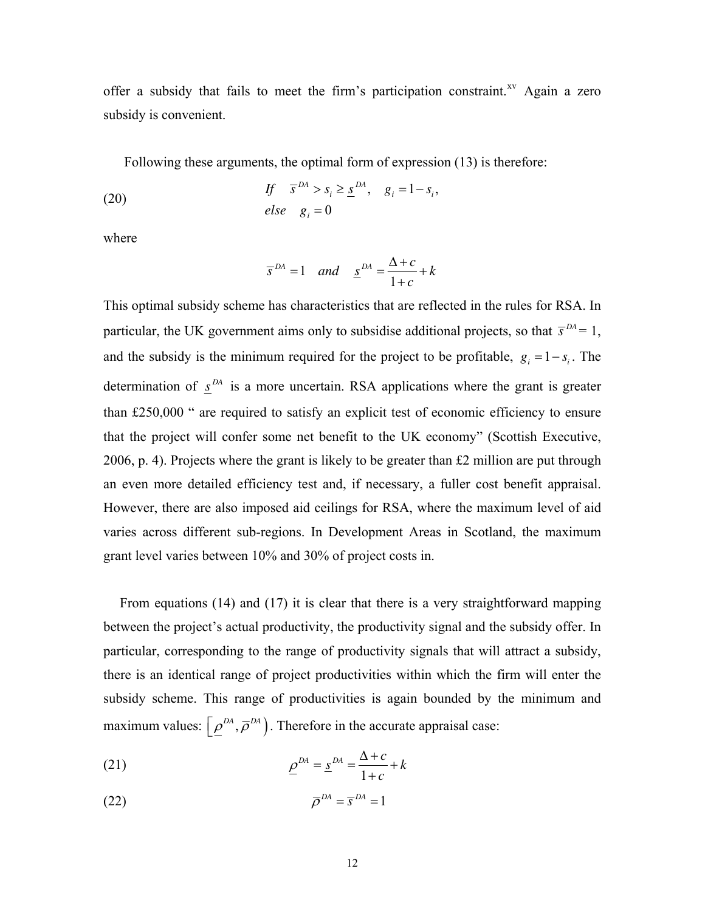offer a subsidy that fails to meet the firm's participation constraint.[xv] Again a zero subsidy is convenient.

Following these arguments, the optimal form of expression (13) is therefore:

$$\text{(20)} \qquad \begin{aligned} &\textit{If} \quad \overline{s}^{DA} > s_i \geq \underline{s}^{DA}, \quad g_i = 1 - s_i, \\ &\textit{else} \quad g_i = 0 \end{aligned}$$

where

$$\overline{s}^{DA} = 1 \quad \textit{and} \quad \underline{s}^{DA} = \frac{\Delta + c}{1 + c} + k$$

This optimal subsidy scheme has characteristics that are reflected in the rules for RSA. In particular, the UK government aims only to subsidise additional projects, so that $\overline{s}^{DA} = 1$, and the subsidy is the minimum required for the project to be profitable, $g_i = 1 - s_i$. The determination of $\underline{s}^{DA}$ is a more uncertain. RSA applications where the grant is greater than £250,000 " are required to satisfy an explicit test of economic efficiency to ensure that the project will confer some net benefit to the UK economy" (Scottish Executive, 2006, p. 4). Projects where the grant is likely to be greater than £2 million are put through an even more detailed efficiency test and, if necessary, a fuller cost benefit appraisal. However, there are also imposed aid ceilings for RSA, where the maximum level of aid varies across different sub-regions. In Development Areas in Scotland, the maximum grant level varies between 10% and 30% of project costs in.

From equations (14) and (17) it is clear that there is a very straightforward mapping between the project's actual productivity, the productivity signal and the subsidy offer. In particular, corresponding to the range of productivity signals that will attract a subsidy, there is an identical range of project productivities within which the firm will enter the subsidy scheme. This range of productivities is again bounded by the minimum and maximum values: $\left[\underline{\rho}^{DA}, \overline{\rho}^{DA}\right)$. Therefore in the accurate appraisal case:

$$\text{(21)} \qquad \underline{\rho}^{DA} = \underline{s}^{DA} = \frac{\Delta + c}{1 + c} + k$$

$$\text{(22)} \qquad \overline{\rho}^{DA} = \overline{s}^{DA} = 1$$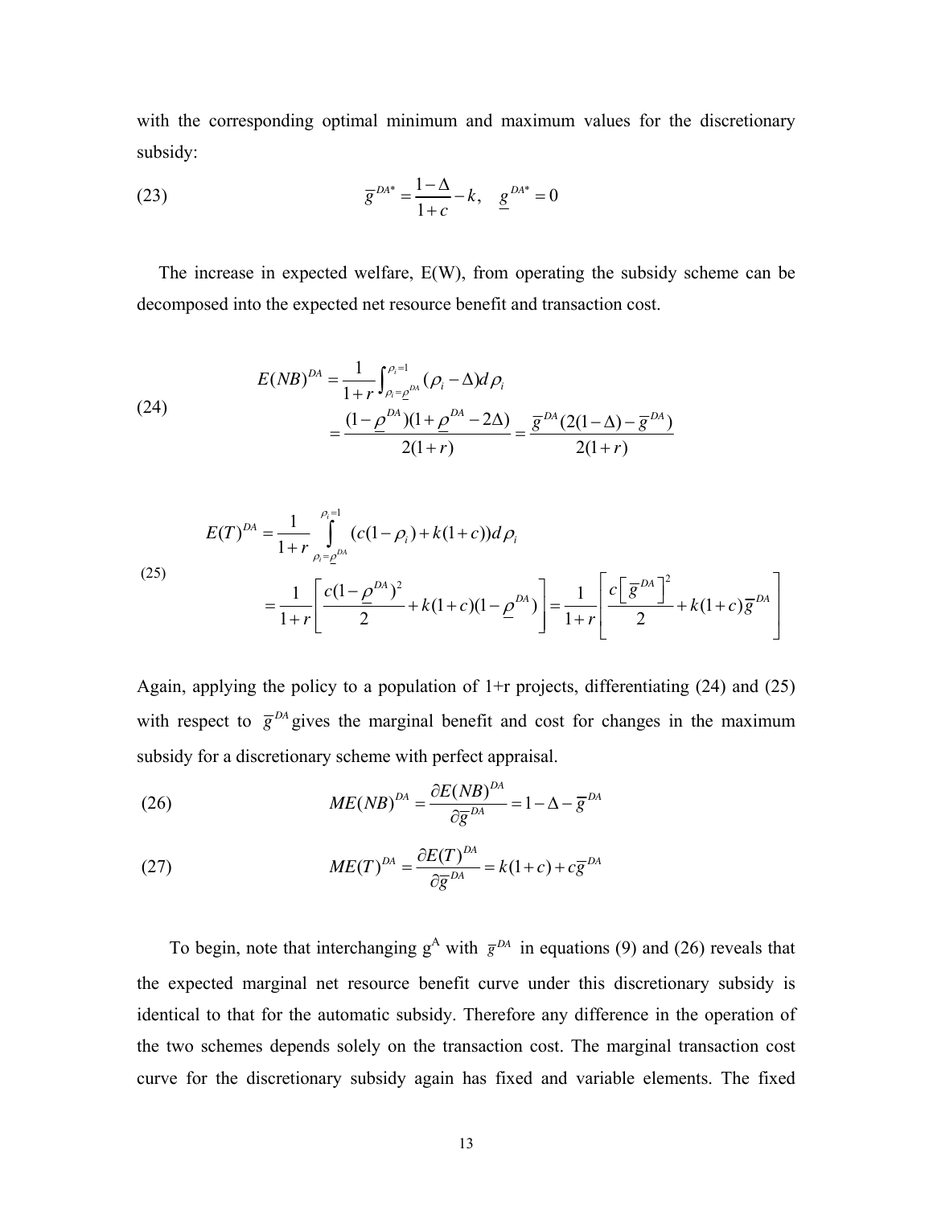with the corresponding optimal minimum and maximum values for the discretionary subsidy:

$$\overline{g}^{DA*} = \frac{1-\Delta}{1+c} - k, \quad \underline{g}^{DA*} = 0 \tag{23}$$

The increase in expected welfare, E(W), from operating the subsidy scheme can be decomposed into the expected net resource benefit and transaction cost.

$$\begin{aligned} E(NB)^{DA} &= \frac{1}{1+r}\int_{\rho_i=\underline{\rho}^{DA}}^{\rho_i=1}(\rho_i - \Delta)d\rho_i \\ &= \frac{(1-\underline{\rho}^{DA})(1+\underline{\rho}^{DA}-2\Delta)}{2(1+r)} = \frac{\overline{g}^{DA}(2(1-\Delta)-\overline{g}^{DA})}{2(1+r)} \end{aligned} \tag{24}$$

$$\begin{aligned} E(T)^{DA} &= \frac{1}{1+r}\int_{\rho_i=\underline{\rho}^{DA}}^{\rho_i=1}(c(1-\rho_i)+k(1+c))d\rho_i \\ &= \frac{1}{1+r}\left[\frac{c(1-\underline{\rho}^{DA})^2}{2} + k(1+c)(1-\underline{\rho}^{DA})\right] = \frac{1}{1+r}\left[\frac{c\left[\overline{g}^{DA}\right]^2}{2} + k(1+c)\overline{g}^{DA}\right] \end{aligned} \tag{25}$$

Again, applying the policy to a population of 1+r projects, differentiating (24) and (25) with respect to $\overline{g}^{DA}$ gives the marginal benefit and cost for changes in the maximum subsidy for a discretionary scheme with perfect appraisal.

$$ME(NB)^{DA} = \frac{\partial E(NB)^{DA}}{\partial \overline{g}^{DA}} = 1 - \Delta - \overline{g}^{DA} \tag{26}$$

$$ME(T)^{DA} = \frac{\partial E(T)^{DA}}{\partial \overline{g}^{DA}} = k(1+c) + c\overline{g}^{DA} \tag{27}$$

To begin, note that interchanging $g^A$ with $\overline{g}^{DA}$ in equations (9) and (26) reveals that the expected marginal net resource benefit curve under this discretionary subsidy is identical to that for the automatic subsidy. Therefore any difference in the operation of the two schemes depends solely on the transaction cost. The marginal transaction cost curve for the discretionary subsidy again has fixed and variable elements. The fixed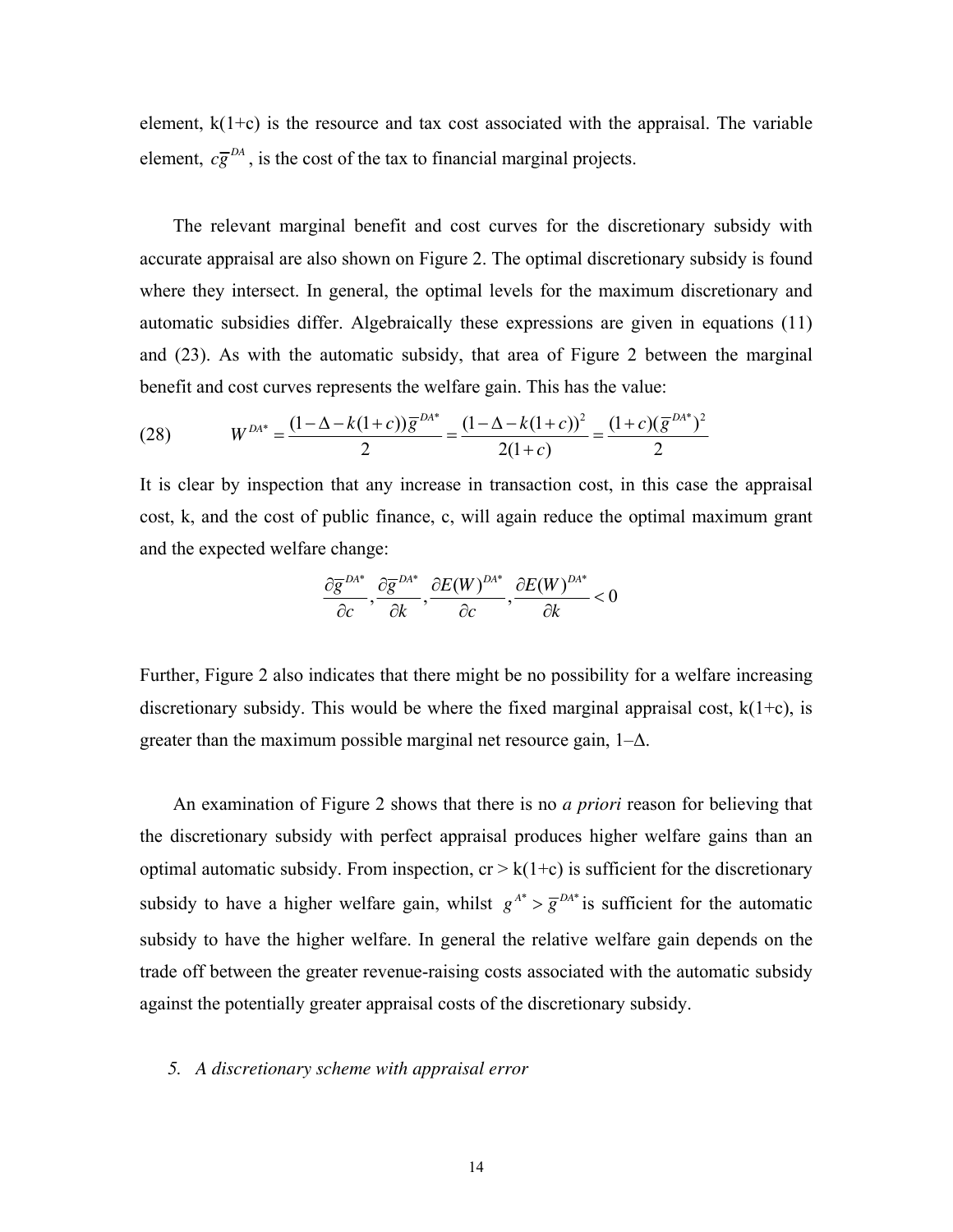element, k(1+c) is the resource and tax cost associated with the appraisal. The variable element, $c\overline{g}^{DA}$, is the cost of the tax to financial marginal projects.

The relevant marginal benefit and cost curves for the discretionary subsidy with accurate appraisal are also shown on Figure 2. The optimal discretionary subsidy is found where they intersect. In general, the optimal levels for the maximum discretionary and automatic subsidies differ. Algebraically these expressions are given in equations (11) and (23). As with the automatic subsidy, that area of Figure 2 between the marginal benefit and cost curves represents the welfare gain. This has the value:

$$W^{DA*} = \frac{(1-\Delta-k(1+c))\overline{g}^{DA*}}{2} = \frac{(1-\Delta-k(1+c))^2}{2(1+c)} = \frac{(1+c)(\overline{g}^{DA*})^2}{2} \tag{28}$$

It is clear by inspection that any increase in transaction cost, in this case the appraisal cost, k, and the cost of public finance, c, will again reduce the optimal maximum grant and the expected welfare change:

$$\frac{\partial \overline{g}^{DA*}}{\partial c}, \frac{\partial \overline{g}^{DA*}}{\partial k}, \frac{\partial E(W)^{DA*}}{\partial c}, \frac{\partial E(W)^{DA*}}{\partial k} < 0$$

Further, Figure 2 also indicates that there might be no possibility for a welfare increasing discretionary subsidy. This would be where the fixed marginal appraisal cost, k(1+c), is greater than the maximum possible marginal net resource gain, $1-\Delta$.

An examination of Figure 2 shows that there is no *a priori* reason for believing that the discretionary subsidy with perfect appraisal produces higher welfare gains than an optimal automatic subsidy. From inspection, $cr > k(1+c)$ is sufficient for the discretionary subsidy to have a higher welfare gain, whilst $g^{A*} > \overline{g}^{DA*}$ is sufficient for the automatic subsidy to have the higher welfare. In general the relative welfare gain depends on the trade off between the greater revenue-raising costs associated with the automatic subsidy against the potentially greater appraisal costs of the discretionary subsidy.

## *5. A discretionary scheme with appraisal error*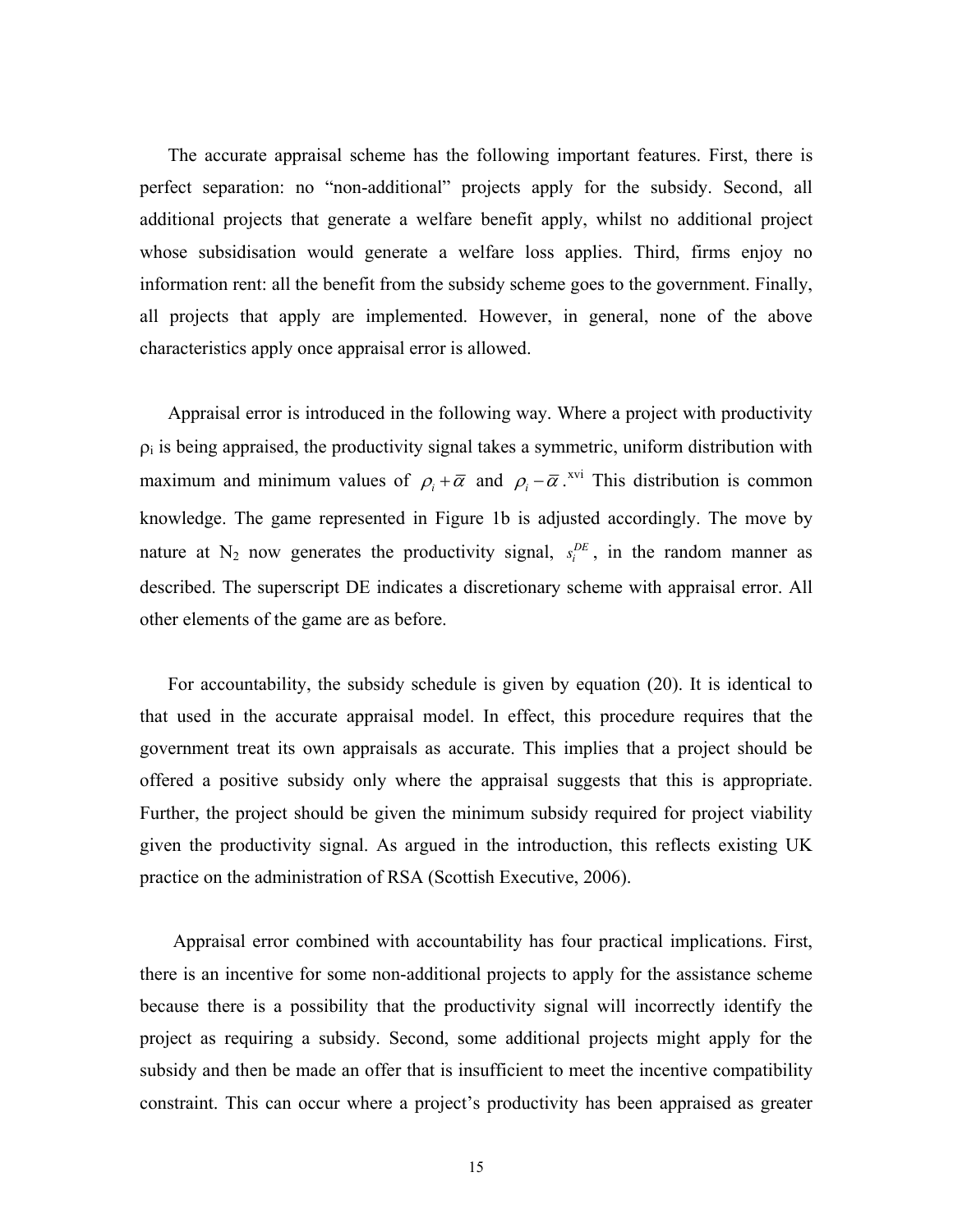The accurate appraisal scheme has the following important features. First, there is perfect separation: no "non-additional" projects apply for the subsidy. Second, all additional projects that generate a welfare benefit apply, whilst no additional project whose subsidisation would generate a welfare loss applies. Third, firms enjoy no information rent: all the benefit from the subsidy scheme goes to the government. Finally, all projects that apply are implemented. However, in general, none of the above characteristics apply once appraisal error is allowed.

Appraisal error is introduced in the following way. Where a project with productivity $\rho_i$ is being appraised, the productivity signal takes a symmetric, uniform distribution with maximum and minimum values of $\rho_i + \bar{\alpha}$ and $\rho_i - \bar{\alpha}$.[xvi] This distribution is common knowledge. The game represented in Figure 1b is adjusted accordingly. The move by nature at $N_2$ now generates the productivity signal, $s_i^{DE}$, in the random manner as described. The superscript DE indicates a discretionary scheme with appraisal error. All other elements of the game are as before.

For accountability, the subsidy schedule is given by equation (20). It is identical to that used in the accurate appraisal model. In effect, this procedure requires that the government treat its own appraisals as accurate. This implies that a project should be offered a positive subsidy only where the appraisal suggests that this is appropriate. Further, the project should be given the minimum subsidy required for project viability given the productivity signal. As argued in the introduction, this reflects existing UK practice on the administration of RSA (Scottish Executive, 2006).

Appraisal error combined with accountability has four practical implications. First, there is an incentive for some non-additional projects to apply for the assistance scheme because there is a possibility that the productivity signal will incorrectly identify the project as requiring a subsidy. Second, some additional projects might apply for the subsidy and then be made an offer that is insufficient to meet the incentive compatibility constraint. This can occur where a project's productivity has been appraised as greater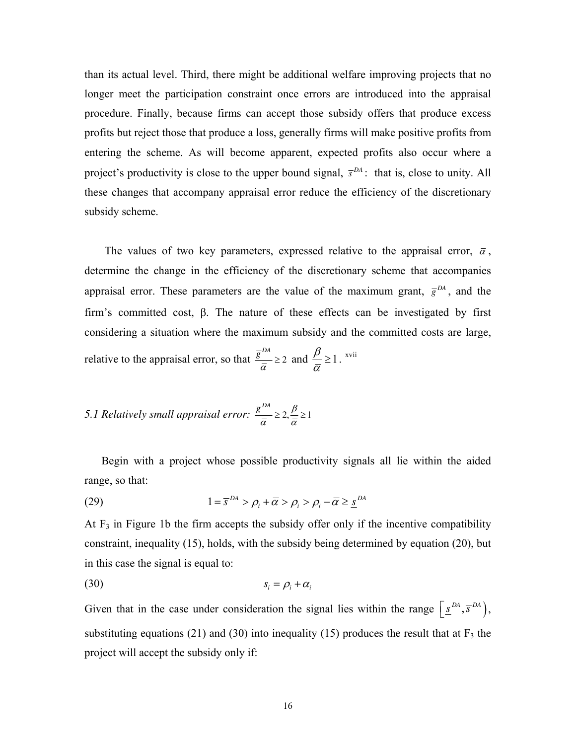than its actual level. Third, there might be additional welfare improving projects that no longer meet the participation constraint once errors are introduced into the appraisal procedure. Finally, because firms can accept those subsidy offers that produce excess profits but reject those that produce a loss, generally firms will make positive profits from entering the scheme. As will become apparent, expected profits also occur where a project's productivity is close to the upper bound signal, $\overline{s}^{DA}$: that is, close to unity. All these changes that accompany appraisal error reduce the efficiency of the discretionary subsidy scheme.

The values of two key parameters, expressed relative to the appraisal error, $\overline{\alpha}$, determine the change in the efficiency of the discretionary scheme that accompanies appraisal error. These parameters are the value of the maximum grant, $\overline{g}^{DA}$, and the firm's committed cost, β. The nature of these effects can be investigated by first considering a situation where the maximum subsidy and the committed costs are large, relative to the appraisal error, so that $\frac{\overline{g}^{DA}}{\overline{\alpha}} \geq 2$ and $\frac{\beta}{\overline{\alpha}} \geq 1$. [xvii]

*5.1 Relatively small appraisal error:* $\frac{\overline{g}^{DA}}{\overline{\alpha}} \geq 2, \frac{\beta}{\overline{\alpha}} \geq 1$

Begin with a project whose possible productivity signals all lie within the aided range, so that:

$$(29) \qquad 1 = \overline{s}^{DA} > \rho_i + \overline{\alpha} > \rho_i > \rho_i - \overline{\alpha} \geq \underline{s}^{DA}$$

At $F_3$ in Figure 1b the firm accepts the subsidy offer only if the incentive compatibility constraint, inequality (15), holds, with the subsidy being determined by equation (20), but in this case the signal is equal to:

$$(30) \qquad s_i = \rho_i + \alpha_i$$

Given that in the case under consideration the signal lies within the range $\left[\underline{s}^{DA}, \overline{s}^{DA}\right)$, substituting equations (21) and (30) into inequality (15) produces the result that at $F_3$ the project will accept the subsidy only if: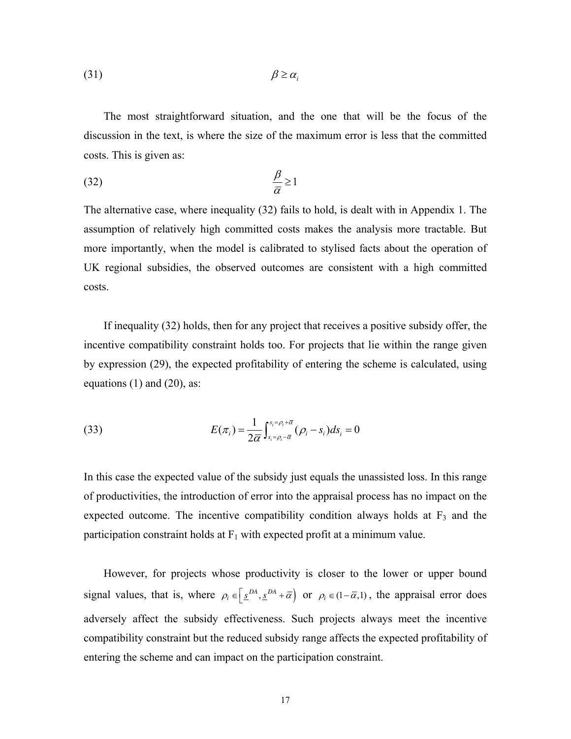$$\beta \geq \alpha_i \tag{31}$$

The most straightforward situation, and the one that will be the focus of the discussion in the text, is where the size of the maximum error is less that the committed costs. This is given as:

$$\frac{\beta}{\overline{\alpha}} \geq 1 \tag{32}$$

The alternative case, where inequality (32) fails to hold, is dealt with in Appendix 1. The assumption of relatively high committed costs makes the analysis more tractable. But more importantly, when the model is calibrated to stylised facts about the operation of UK regional subsidies, the observed outcomes are consistent with a high committed costs.

If inequality (32) holds, then for any project that receives a positive subsidy offer, the incentive compatibility constraint holds too. For projects that lie within the range given by expression (29), the expected profitability of entering the scheme is calculated, using equations (1) and (20), as:

$$E(\pi_i) = \frac{1}{2\overline{\alpha}} \int_{s_i=\rho_i-\overline{\alpha}}^{s_i=\rho_i+\overline{\alpha}} (\rho_i - s_i) ds_i = 0 \tag{33}$$

In this case the expected value of the subsidy just equals the unassisted loss. In this range of productivities, the introduction of error into the appraisal process has no impact on the expected outcome. The incentive compatibility condition always holds at $F_3$ and the participation constraint holds at $F_1$ with expected profit at a minimum value.

However, for projects whose productivity is closer to the lower or upper bound signal values, that is, where $\rho_i \in \left[\underline{s}^{DA}, \underline{s}^{DA} + \overline{\alpha}\right)$ or $\rho_i \in (1-\overline{\alpha}, 1)$, the appraisal error does adversely affect the subsidy effectiveness. Such projects always meet the incentive compatibility constraint but the reduced subsidy range affects the expected profitability of entering the scheme and can impact on the participation constraint.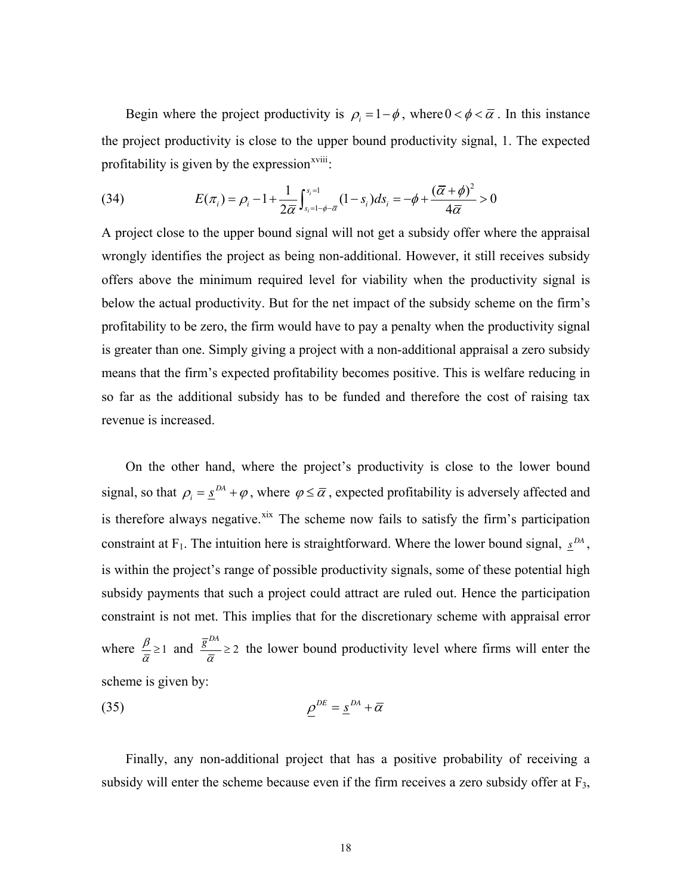Begin where the project productivity is $\rho_i = 1 - \phi$, where $0 < \phi < \bar{\alpha}$. In this instance the project productivity is close to the upper bound productivity signal, 1. The expected profitability is given by the expression[xviii]:

$$E(\pi_i) = \rho_i - 1 + \frac{1}{2\bar{\alpha}} \int_{s_i = 1 - \phi - \bar{\alpha}}^{s_i = 1} (1 - s_i) ds_i = -\phi + \frac{(\bar{\alpha} + \phi)^2}{4\bar{\alpha}} > 0 \tag{34}$$

A project close to the upper bound signal will not get a subsidy offer where the appraisal wrongly identifies the project as being non-additional. However, it still receives subsidy offers above the minimum required level for viability when the productivity signal is below the actual productivity. But for the net impact of the subsidy scheme on the firm's profitability to be zero, the firm would have to pay a penalty when the productivity signal is greater than one. Simply giving a project with a non-additional appraisal a zero subsidy means that the firm's expected profitability becomes positive. This is welfare reducing in so far as the additional subsidy has to be funded and therefore the cost of raising tax revenue is increased.

On the other hand, where the project's productivity is close to the lower bound signal, so that $\rho_i = \underline{s}^{DA} + \varphi$, where $\varphi \leq \bar{\alpha}$, expected profitability is adversely affected and is therefore always negative.[xix] The scheme now fails to satisfy the firm's participation constraint at $F_1$. The intuition here is straightforward. Where the lower bound signal, $\underline{s}^{DA}$, is within the project's range of possible productivity signals, some of these potential high subsidy payments that such a project could attract are ruled out. Hence the participation constraint is not met. This implies that for the discretionary scheme with appraisal error where $\frac{\beta}{\bar{\alpha}} \geq 1$ and $\frac{\bar{g}^{DA}}{\bar{\alpha}} \geq 2$ the lower bound productivity level where firms will enter the scheme is given by:

$$\underline{\rho}^{DE} = \underline{s}^{DA} + \bar{\alpha} \tag{35}$$

Finally, any non-additional project that has a positive probability of receiving a subsidy will enter the scheme because even if the firm receives a zero subsidy offer at $F_3$,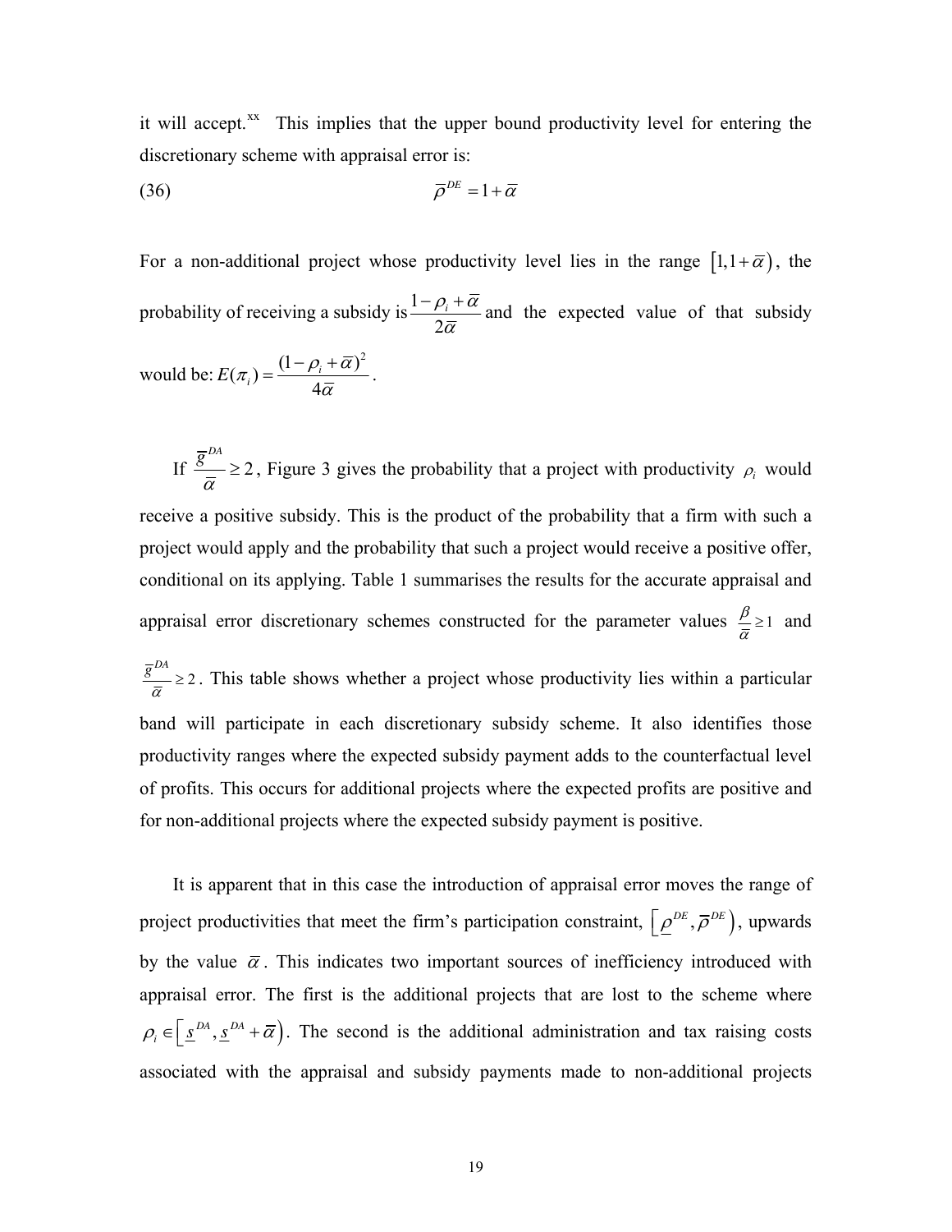it will accept.[xx] This implies that the upper bound productivity level for entering the discretionary scheme with appraisal error is:

$$\overline{\rho}^{DE} = 1 + \overline{\alpha} \tag{36}$$

For a non-additional project whose productivity level lies in the range $\left[1, 1+\overline{\alpha}\right)$, the probability of receiving a subsidy is $\frac{1-\rho_i+\overline{\alpha}}{2\overline{\alpha}}$ and the expected value of that subsidy would be: $E(\pi_i) = \frac{(1-\rho_i+\overline{\alpha})^2}{4\overline{\alpha}}$.

If $\frac{\overline{g}^{DA}}{\overline{\alpha}} \geq 2$, Figure 3 gives the probability that a project with productivity $\rho_i$ would receive a positive subsidy. This is the product of the probability that a firm with such a project would apply and the probability that such a project would receive a positive offer, conditional on its applying. Table 1 summarises the results for the accurate appraisal and appraisal error discretionary schemes constructed for the parameter values $\frac{\beta}{\overline{\alpha}} \geq 1$ and $\frac{\overline{g}^{DA}}{\overline{\alpha}} \geq 2$. This table shows whether a project whose productivity lies within a particular band will participate in each discretionary subsidy scheme. It also identifies those productivity ranges where the expected subsidy payment adds to the counterfactual level of profits. This occurs for additional projects where the expected profits are positive and for non-additional projects where the expected subsidy payment is positive.

It is apparent that in this case the introduction of appraisal error moves the range of project productivities that meet the firm's participation constraint, $\left[\underline{\rho}^{DE}, \overline{\rho}^{DE}\right)$, upwards by the value $\overline{\alpha}$. This indicates two important sources of inefficiency introduced with appraisal error. The first is the additional projects that are lost to the scheme where $\rho_i \in \left[\underline{s}^{DA}, \underline{s}^{DA}+\overline{\alpha}\right)$. The second is the additional administration and tax raising costs associated with the appraisal and subsidy payments made to non-additional projects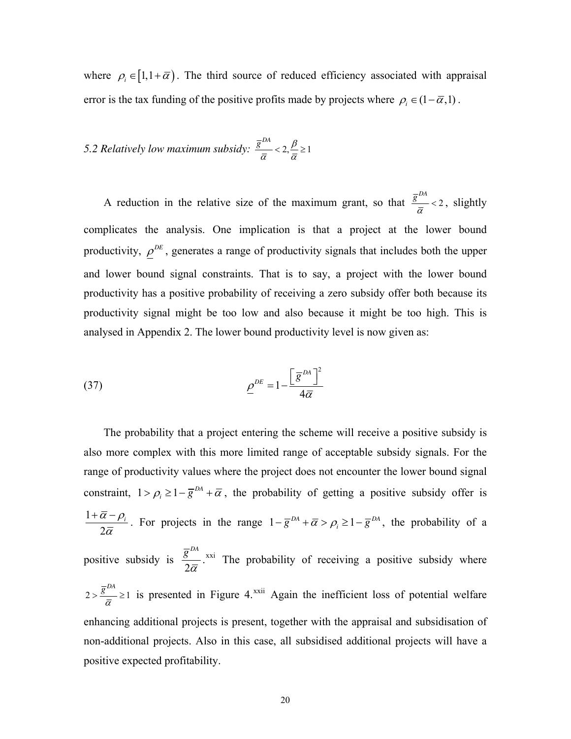where $\rho_i \in [1, 1+\overline{\alpha})$. The third source of reduced efficiency associated with appraisal error is the tax funding of the positive profits made by projects where $\rho_i \in (1-\overline{\alpha}, 1)$.

### *5.2 Relatively low maximum subsidy:* $\frac{\overline{g}^{DA}}{\overline{\alpha}} < 2, \frac{\beta}{\overline{\alpha}} \geq 1$

A reduction in the relative size of the maximum grant, so that $\frac{\overline{g}^{DA}}{\overline{\alpha}} < 2$, slightly complicates the analysis. One implication is that a project at the lower bound productivity, $\underline{\rho}^{DE}$, generates a range of productivity signals that includes both the upper and lower bound signal constraints. That is to say, a project with the lower bound productivity has a positive probability of receiving a zero subsidy offer both because its productivity signal might be too low and also because it might be too high. This is analysed in Appendix 2. The lower bound productivity level is now given as:

$$\underline{\rho}^{DE} = 1 - \frac{\left[\overline{g}^{DA}\right]^2}{4\overline{\alpha}} \tag{37}$$

The probability that a project entering the scheme will receive a positive subsidy is also more complex with this more limited range of acceptable subsidy signals. For the range of productivity values where the project does not encounter the lower bound signal constraint, $1 > \rho_i \geq 1 - \overline{g}^{DA} + \overline{\alpha}$, the probability of getting a positive subsidy offer is $\frac{1+\overline{\alpha}-\rho_i}{2\overline{\alpha}}$. For projects in the range $1 - \overline{g}^{DA} + \overline{\alpha} > \rho_i \geq 1 - \overline{g}^{DA}$, the probability of a positive subsidy is $\frac{\overline{g}^{DA}}{2\overline{\alpha}}$.[xxi] The probability of receiving a positive subsidy where $2 > \frac{\overline{g}^{DA}}{\overline{\alpha}} \geq 1$ is presented in Figure 4.[xxii] Again the inefficient loss of potential welfare enhancing additional projects is present, together with the appraisal and subsidisation of non-additional projects. Also in this case, all subsidised additional projects will have a positive expected profitability.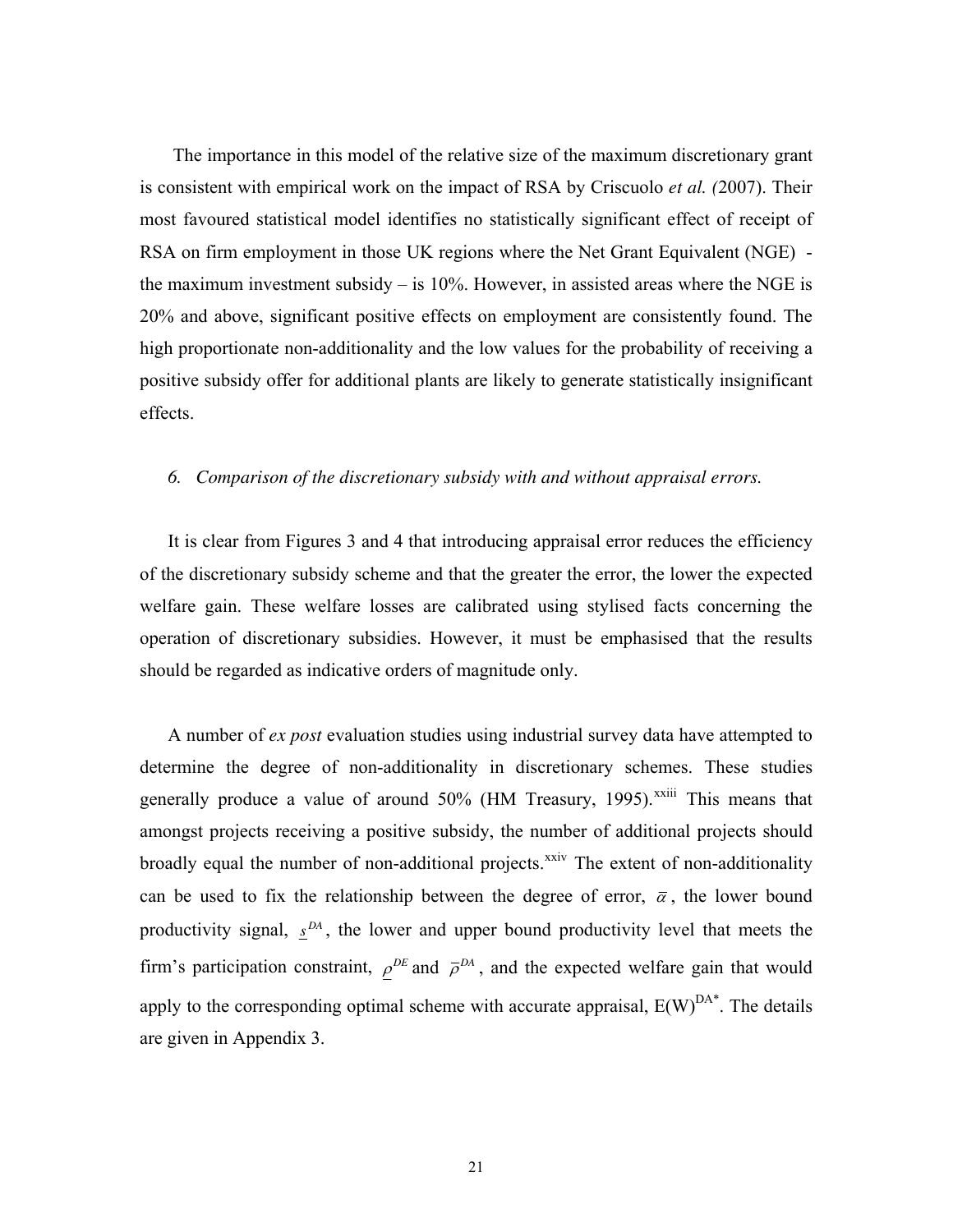The importance in this model of the relative size of the maximum discretionary grant is consistent with empirical work on the impact of RSA by Criscuolo *et al. (*2007). Their most favoured statistical model identifies no statistically significant effect of receipt of RSA on firm employment in those UK regions where the Net Grant Equivalent (NGE) - the maximum investment subsidy – is 10%. However, in assisted areas where the NGE is 20% and above, significant positive effects on employment are consistently found. The high proportionate non-additionality and the low values for the probability of receiving a positive subsidy offer for additional plants are likely to generate statistically insignificant effects.

### *6. Comparison of the discretionary subsidy with and without appraisal errors.*

It is clear from Figures 3 and 4 that introducing appraisal error reduces the efficiency of the discretionary subsidy scheme and that the greater the error, the lower the expected welfare gain. These welfare losses are calibrated using stylised facts concerning the operation of discretionary subsidies. However, it must be emphasised that the results should be regarded as indicative orders of magnitude only.

A number of *ex post* evaluation studies using industrial survey data have attempted to determine the degree of non-additionality in discretionary schemes. These studies generally produce a value of around 50% (HM Treasury, 1995).[xxiii] This means that amongst projects receiving a positive subsidy, the number of additional projects should broadly equal the number of non-additional projects.[xxiv] The extent of non-additionality can be used to fix the relationship between the degree of error, $\bar{\alpha}$, the lower bound productivity signal, $\underline{s}^{DA}$, the lower and upper bound productivity level that meets the firm's participation constraint, $\underline{\rho}^{DE}$ and $\bar{\rho}^{DA}$, and the expected welfare gain that would apply to the corresponding optimal scheme with accurate appraisal, $E(W)^{DA*}$. The details are given in Appendix 3.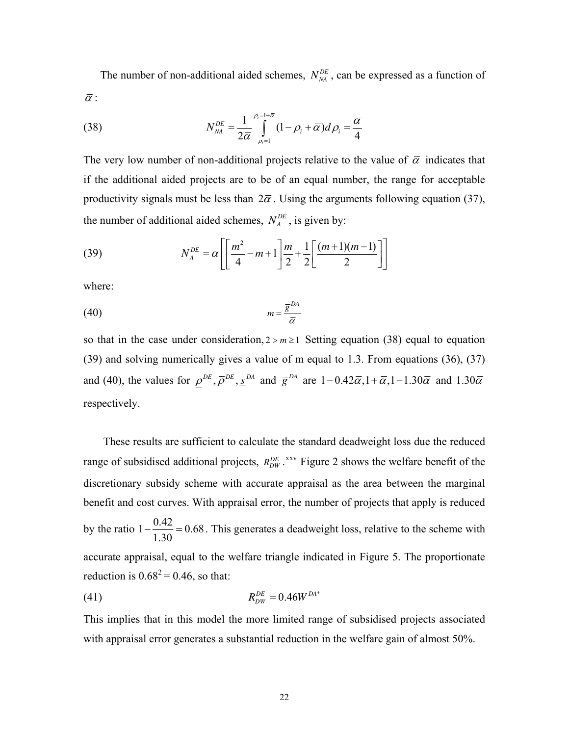The number of non-additional aided schemes, $N_{NA}^{DE}$, can be expressed as a function of $\bar{\alpha}$:

$$(38) \qquad N_{NA}^{DE} = \frac{1}{2\bar{\alpha}} \int_{\rho_i = 1}^{\rho_i = 1+\bar{\alpha}} (1 - \rho_i + \bar{\alpha}) d\rho_i = \frac{\bar{\alpha}}{4}$$

The very low number of non-additional projects relative to the value of $\bar{\alpha}$ indicates that if the additional aided projects are to be of an equal number, the range for acceptable productivity signals must be less than $2\bar{\alpha}$. Using the arguments following equation (37), the number of additional aided schemes, $N_A^{DE}$, is given by:

$$(39) \qquad N_A^{DE} = \bar{\alpha}\left[\left[\frac{m^2}{4} - m + 1\right]\frac{m}{2} + \frac{1}{2}\left[\frac{(m+1)(m-1)}{2}\right]\right]$$

where:

$$(40) \qquad m = \frac{\bar{g}^{DA}}{\bar{\alpha}}$$

so that in the case under consideration, $2 > m \geq 1$ Setting equation (38) equal to equation (39) and solving numerically gives a value of m equal to 1.3. From equations (36), (37) and (40), the values for $\underline{\rho}^{DE}, \bar{\rho}^{DE}, \underline{s}^{DA}$ and $\bar{g}^{DA}$ are $1 - 0.42\bar{\alpha}, 1 + \bar{\alpha}, 1 - 1.30\bar{\alpha}$ and $1.30\bar{\alpha}$ respectively.

These results are sufficient to calculate the standard deadweight loss due the reduced range of subsidised additional projects, $R_{DW}^{DE}$.[xxv] Figure 2 shows the welfare benefit of the discretionary subsidy scheme with accurate appraisal as the area between the marginal benefit and cost curves. With appraisal error, the number of projects that apply is reduced by the ratio $1 - \frac{0.42}{1.30} = 0.68$. This generates a deadweight loss, relative to the scheme with accurate appraisal, equal to the welfare triangle indicated in Figure 5. The proportionate reduction is $0.68^2 = 0.46$, so that:

$$(41) \qquad R_{DW}^{DE} = 0.46 W^{DA*}$$

This implies that in this model the more limited range of subsidised projects associated with appraisal error generates a substantial reduction in the welfare gain of almost 50%.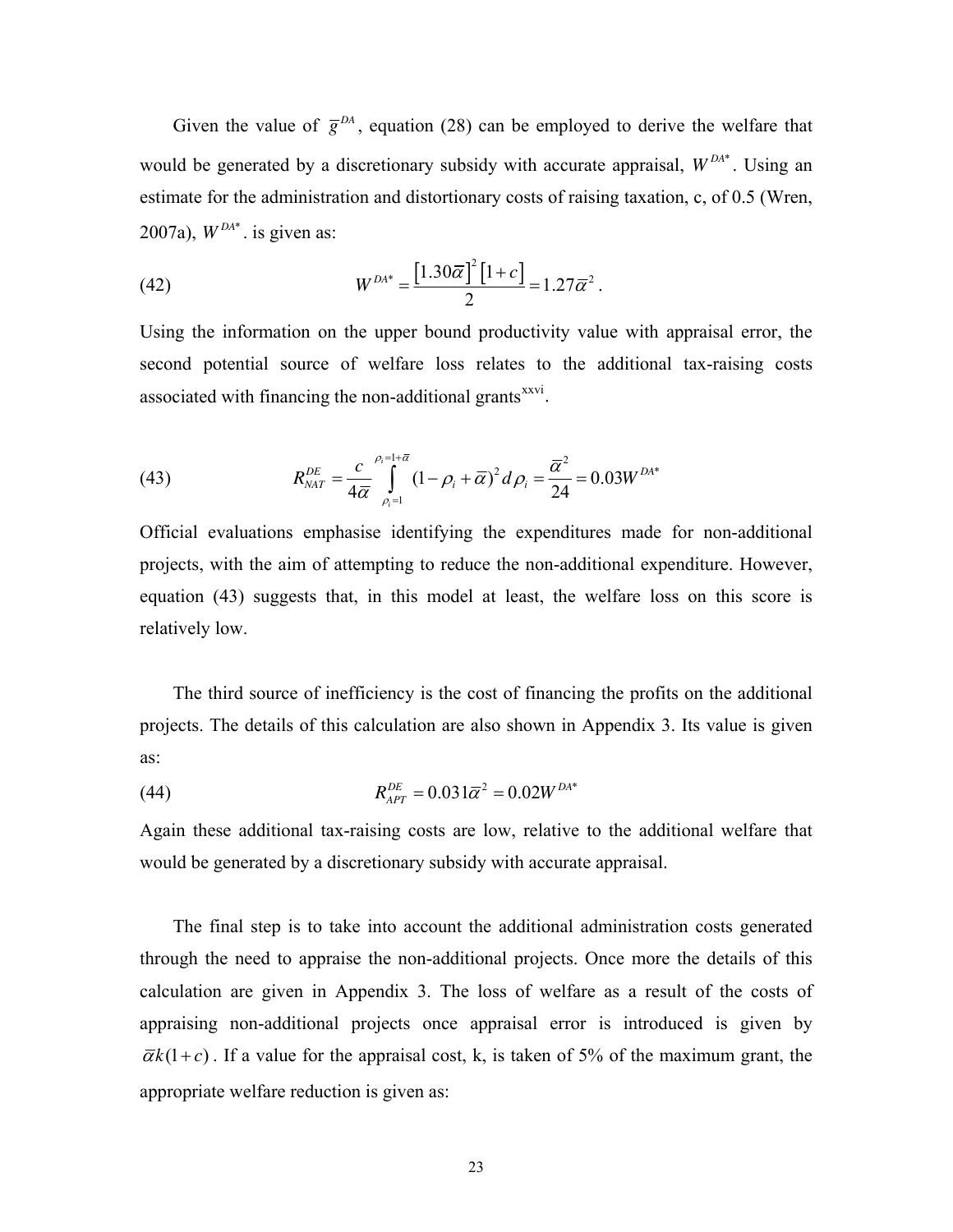Given the value of $\overline{g}^{DA}$, equation (28) can be employed to derive the welfare that would be generated by a discretionary subsidy with accurate appraisal, $W^{DA*}$. Using an estimate for the administration and distortionary costs of raising taxation, c, of 0.5 (Wren, 2007a), $W^{DA*}$. is given as:

$$W^{DA*} = \frac{\left[1.30\overline{\alpha}\right]^2 \left[1+c\right]}{2} = 1.27\overline{\alpha}^2 . \tag{42}$$

Using the information on the upper bound productivity value with appraisal error, the second potential source of welfare loss relates to the additional tax-raising costs associated with financing the non-additional grants[xxvi].

$$R_{NAT}^{DE} = \frac{c}{4\overline{\alpha}} \int_{\rho_i=1}^{\rho_i=1+\overline{\alpha}} (1-\rho_i+\overline{\alpha})^2 \, d\rho_i = \frac{\overline{\alpha}^2}{24} = 0.03W^{DA*} \tag{43}$$

Official evaluations emphasise identifying the expenditures made for non-additional projects, with the aim of attempting to reduce the non-additional expenditure. However, equation (43) suggests that, in this model at least, the welfare loss on this score is relatively low.

The third source of inefficiency is the cost of financing the profits on the additional projects. The details of this calculation are also shown in Appendix 3. Its value is given as:

$$R_{APT}^{DE} = 0.031\overline{\alpha}^2 = 0.02W^{DA*} \tag{44}$$

Again these additional tax-raising costs are low, relative to the additional welfare that would be generated by a discretionary subsidy with accurate appraisal.

The final step is to take into account the additional administration costs generated through the need to appraise the non-additional projects. Once more the details of this calculation are given in Appendix 3. The loss of welfare as a result of the costs of appraising non-additional projects once appraisal error is introduced is given by $\overline{\alpha}k(1+c)$. If a value for the appraisal cost, k, is taken of 5% of the maximum grant, the appropriate welfare reduction is given as: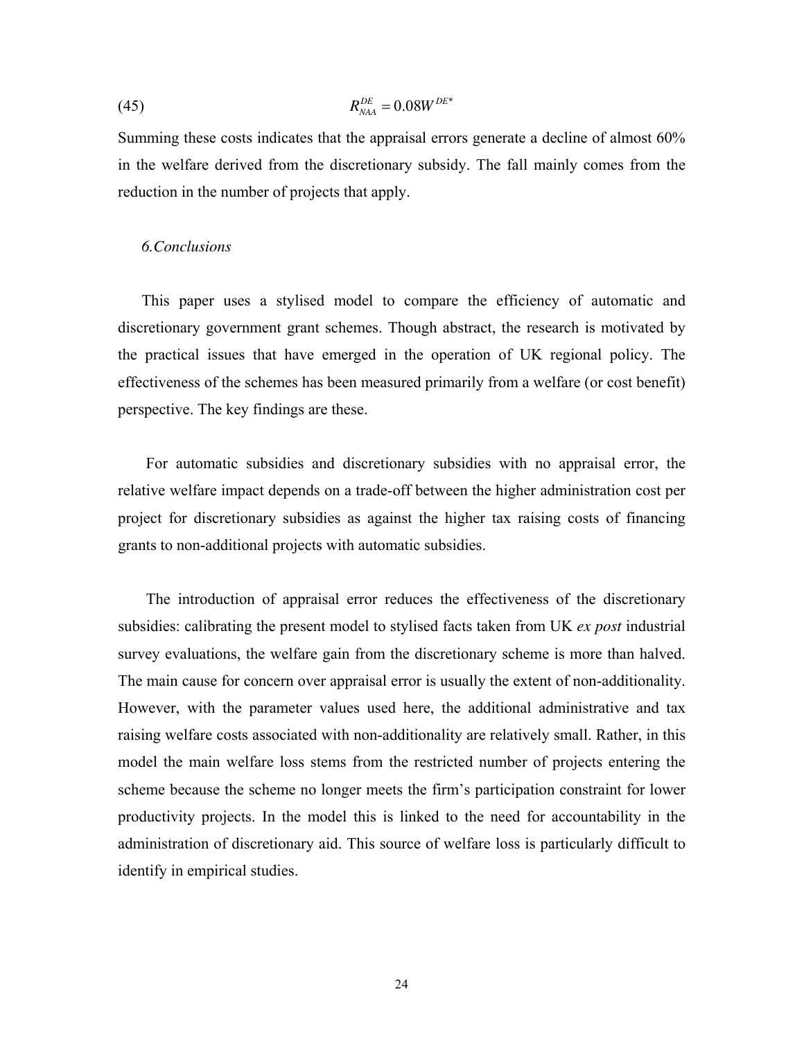$$R_{NAA}^{DE} = 0.08W^{DE*} \tag{45}$$

Summing these costs indicates that the appraisal errors generate a decline of almost 60% in the welfare derived from the discretionary subsidy. The fall mainly comes from the reduction in the number of projects that apply.

## 6. Conclusions

This paper uses a stylised model to compare the efficiency of automatic and discretionary government grant schemes. Though abstract, the research is motivated by the practical issues that have emerged in the operation of UK regional policy. The effectiveness of the schemes has been measured primarily from a welfare (or cost benefit) perspective. The key findings are these.

For automatic subsidies and discretionary subsidies with no appraisal error, the relative welfare impact depends on a trade-off between the higher administration cost per project for discretionary subsidies as against the higher tax raising costs of financing grants to non-additional projects with automatic subsidies.

The introduction of appraisal error reduces the effectiveness of the discretionary subsidies: calibrating the present model to stylised facts taken from UK *ex post* industrial survey evaluations, the welfare gain from the discretionary scheme is more than halved. The main cause for concern over appraisal error is usually the extent of non-additionality. However, with the parameter values used here, the additional administrative and tax raising welfare costs associated with non-additionality are relatively small. Rather, in this model the main welfare loss stems from the restricted number of projects entering the scheme because the scheme no longer meets the firm's participation constraint for lower productivity projects. In the model this is linked to the need for accountability in the administration of discretionary aid. This source of welfare loss is particularly difficult to identify in empirical studies.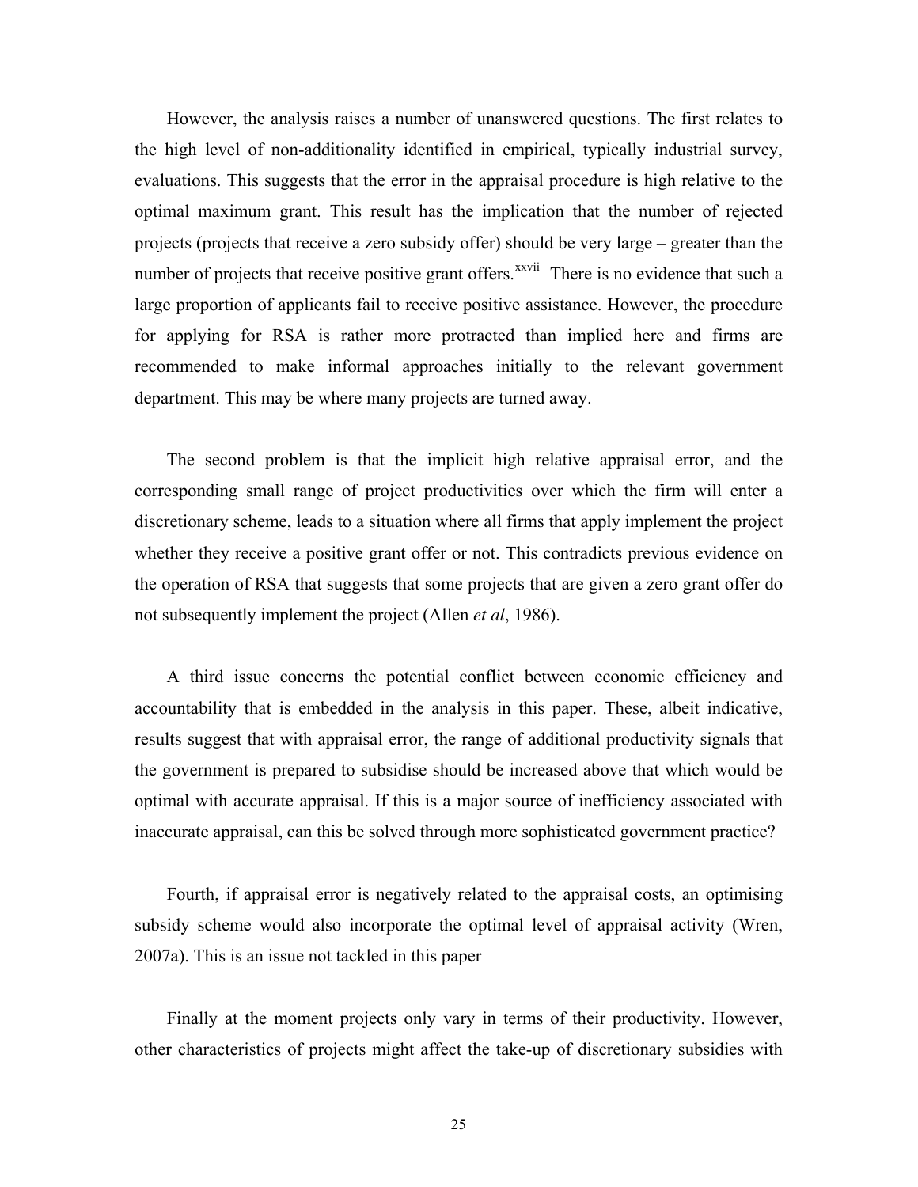However, the analysis raises a number of unanswered questions. The first relates to the high level of non-additionality identified in empirical, typically industrial survey, evaluations. This suggests that the error in the appraisal procedure is high relative to the optimal maximum grant. This result has the implication that the number of rejected projects (projects that receive a zero subsidy offer) should be very large – greater than the number of projects that receive positive grant offers.[xxvii] There is no evidence that such a large proportion of applicants fail to receive positive assistance. However, the procedure for applying for RSA is rather more protracted than implied here and firms are recommended to make informal approaches initially to the relevant government department. This may be where many projects are turned away.

The second problem is that the implicit high relative appraisal error, and the corresponding small range of project productivities over which the firm will enter a discretionary scheme, leads to a situation where all firms that apply implement the project whether they receive a positive grant offer or not. This contradicts previous evidence on the operation of RSA that suggests that some projects that are given a zero grant offer do not subsequently implement the project (Allen *et al*, 1986).

A third issue concerns the potential conflict between economic efficiency and accountability that is embedded in the analysis in this paper. These, albeit indicative, results suggest that with appraisal error, the range of additional productivity signals that the government is prepared to subsidise should be increased above that which would be optimal with accurate appraisal. If this is a major source of inefficiency associated with inaccurate appraisal, can this be solved through more sophisticated government practice?

Fourth, if appraisal error is negatively related to the appraisal costs, an optimising subsidy scheme would also incorporate the optimal level of appraisal activity (Wren, 2007a). This is an issue not tackled in this paper

Finally at the moment projects only vary in terms of their productivity. However, other characteristics of projects might affect the take-up of discretionary subsidies with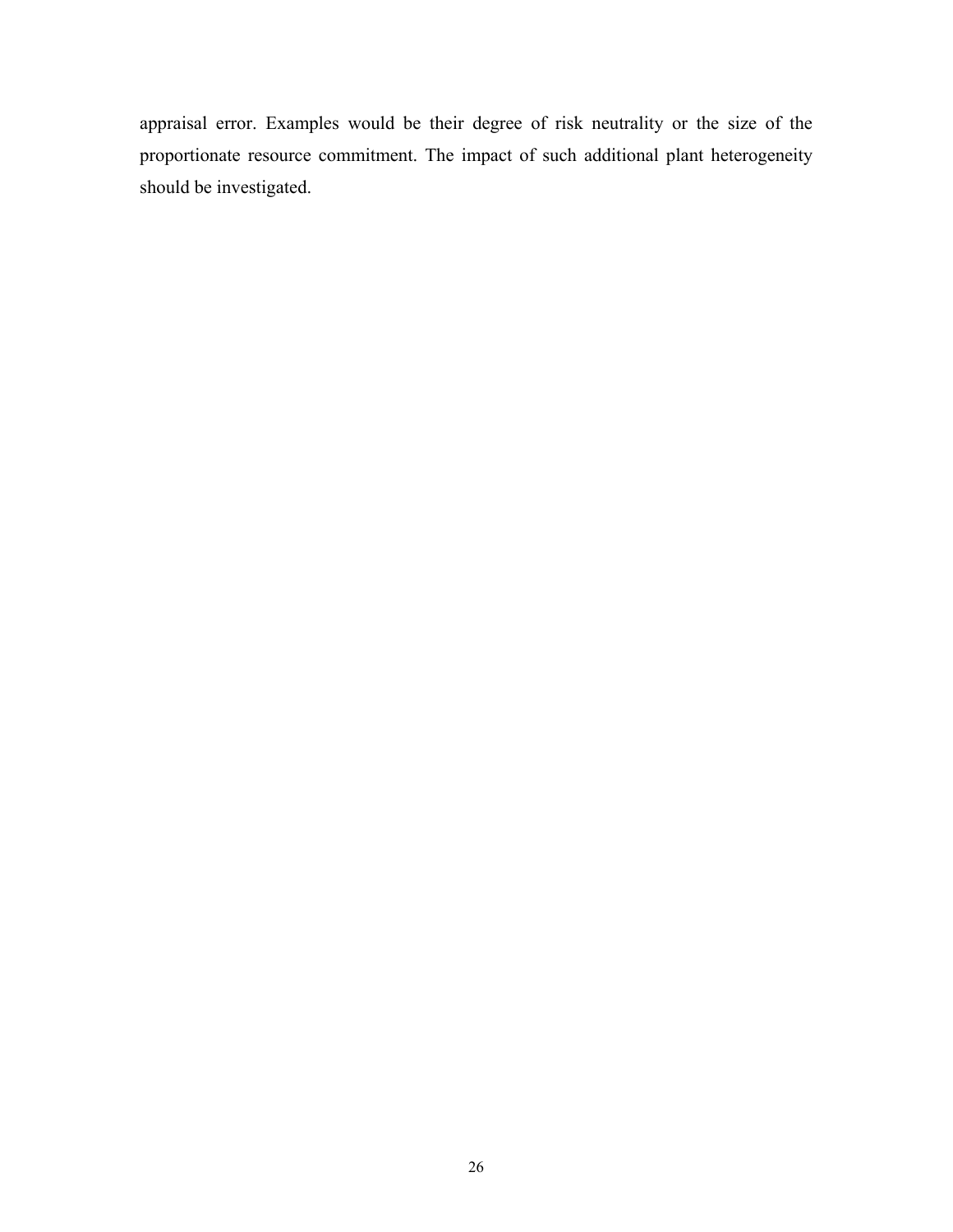appraisal error. Examples would be their degree of risk neutrality or the size of the proportionate resource commitment. The impact of such additional plant heterogeneity should be investigated.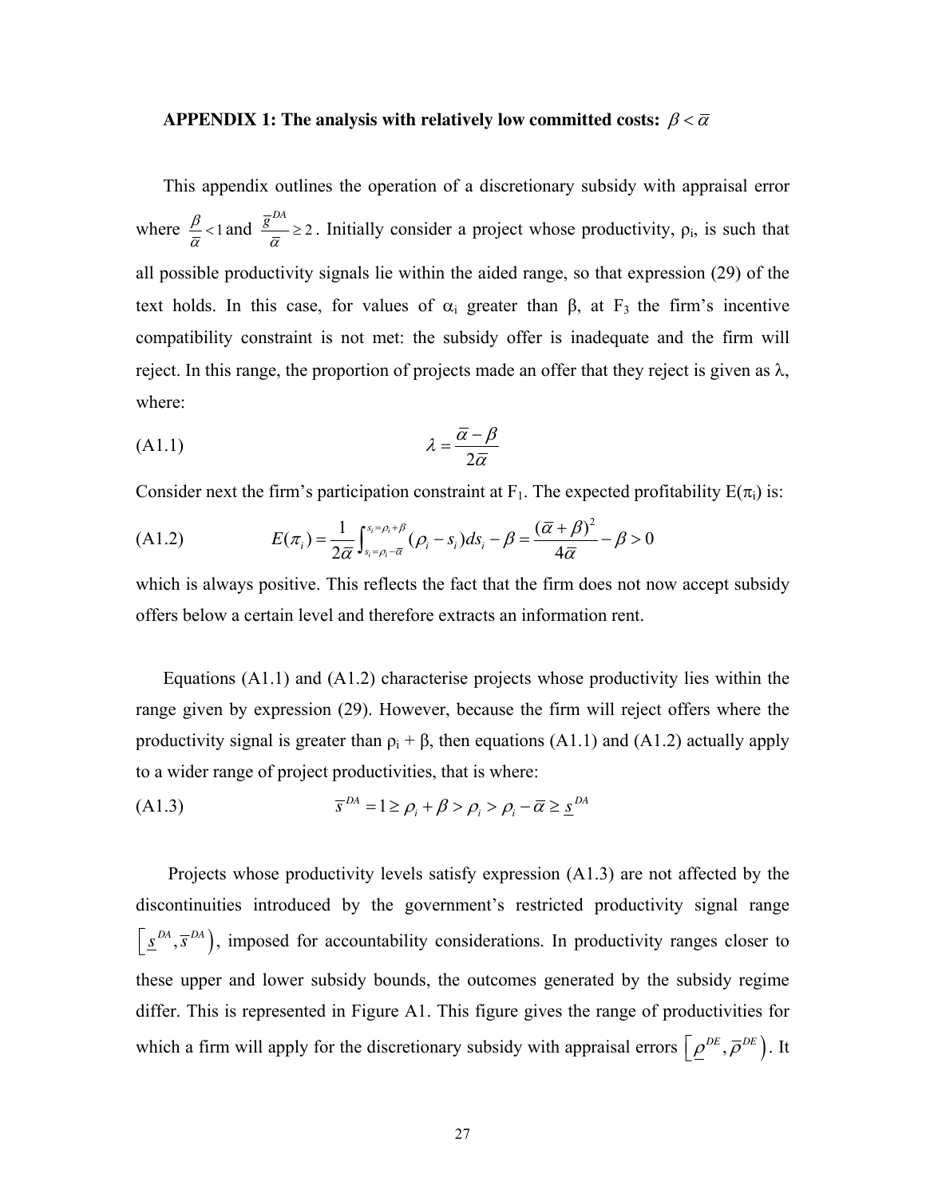**APPENDIX 1: The analysis with relatively low committed costs: $\beta < \bar{\alpha}$**

This appendix outlines the operation of a discretionary subsidy with appraisal error where $\frac{\beta}{\bar{\alpha}} < 1$ and $\frac{\bar{g}^{DA}}{\bar{\alpha}} \geq 2$. Initially consider a project whose productivity, $\rho_i$, is such that all possible productivity signals lie within the aided range, so that expression (29) of the text holds. In this case, for values of $\alpha_i$ greater than $\beta$, at $F_3$ the firm's incentive compatibility constraint is not met: the subsidy offer is inadequate and the firm will reject. In this range, the proportion of projects made an offer that they reject is given as $\lambda$, where:

$$\text{(A1.1)} \qquad \lambda = \frac{\bar{\alpha} - \beta}{2\bar{\alpha}}$$

Consider next the firm's participation constraint at $F_1$. The expected profitability $E(\pi_i)$ is:

$$\text{(A1.2)} \qquad E(\pi_i) = \frac{1}{2\bar{\alpha}} \int_{s_i = \rho_i - \bar{\alpha}}^{s_i = \rho_i + \beta} (\rho_i - s_i) ds_i - \beta = \frac{(\bar{\alpha} + \beta)^2}{4\bar{\alpha}} - \beta > 0$$

which is always positive. This reflects the fact that the firm does not now accept subsidy offers below a certain level and therefore extracts an information rent.

Equations (A1.1) and (A1.2) characterise projects whose productivity lies within the range given by expression (29). However, because the firm will reject offers where the productivity signal is greater than $\rho_i + \beta$, then equations (A1.1) and (A1.2) actually apply to a wider range of project productivities, that is where:

$$\text{(A1.3)} \qquad \bar{s}^{DA} = 1 \geq \rho_i + \beta > \rho_i > \rho_i - \bar{\alpha} \geq \underline{s}^{DA}$$

Projects whose productivity levels satisfy expression (A1.3) are not affected by the discontinuities introduced by the government's restricted productivity signal range $\left[\underline{s}^{DA}, \bar{s}^{DA}\right)$, imposed for accountability considerations. In productivity ranges closer to these upper and lower subsidy bounds, the outcomes generated by the subsidy regime differ. This is represented in Figure A1. This figure gives the range of productivities for which a firm will apply for the discretionary subsidy with appraisal errors $\left[\underline{\rho}^{DE}, \bar{\rho}^{DE}\right)$. It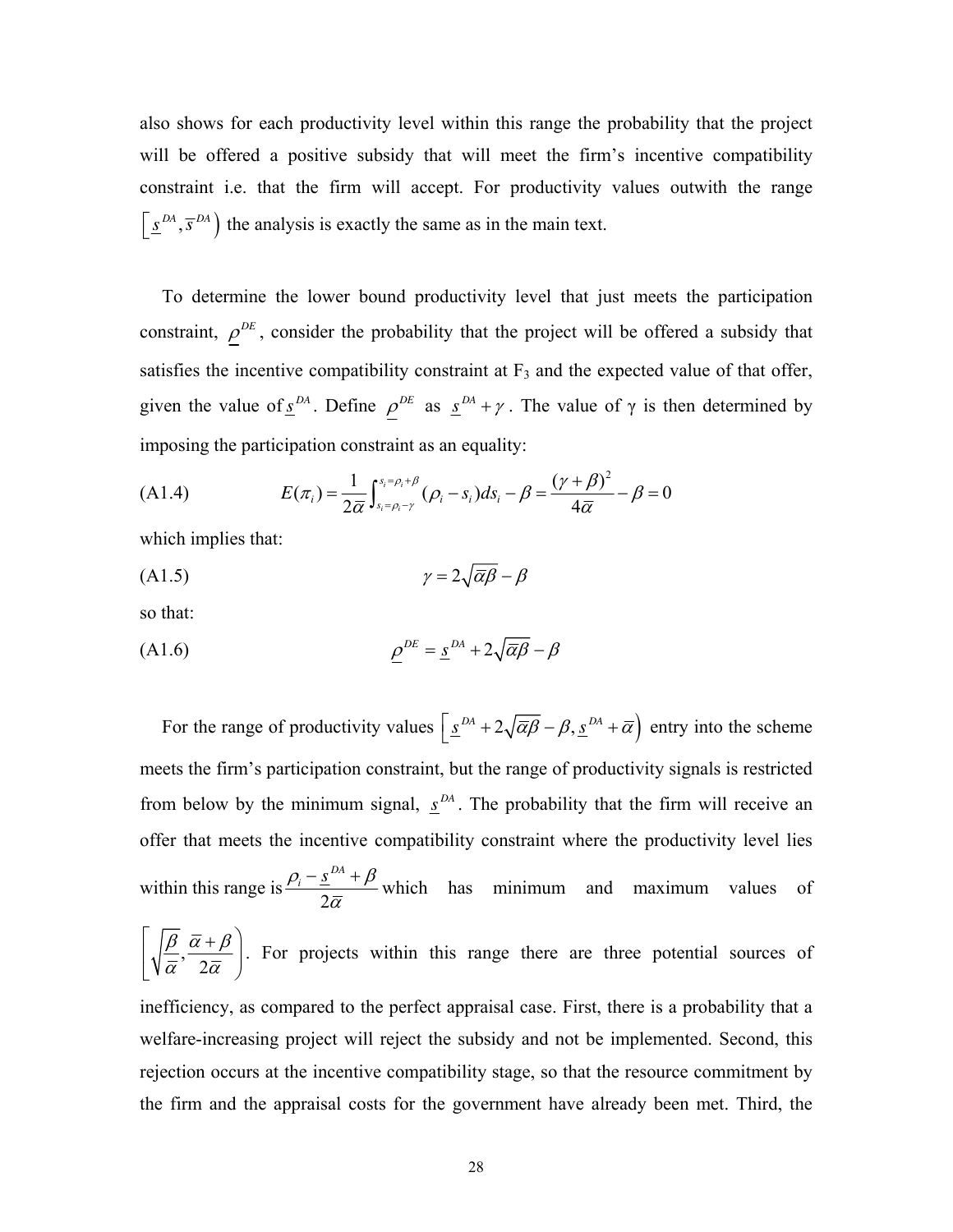also shows for each productivity level within this range the probability that the project will be offered a positive subsidy that will meet the firm's incentive compatibility constraint i.e. that the firm will accept. For productivity values outwith the range $\left[\underline{s}^{DA}, \overline{s}^{DA}\right)$ the analysis is exactly the same as in the main text.

To determine the lower bound productivity level that just meets the participation constraint, $\underline{\rho}^{DE}$, consider the probability that the project will be offered a subsidy that satisfies the incentive compatibility constraint at $F_3$ and the expected value of that offer, given the value of $\underline{s}^{DA}$. Define $\underline{\rho}^{DE}$ as $\underline{s}^{DA} + \gamma$. The value of γ is then determined by imposing the participation constraint as an equality:

$$E(\pi_i) = \frac{1}{2\overline{\alpha}} \int_{s_i = \rho_i - \gamma}^{s_i = \rho_i + \beta} (\rho_i - s_i) ds_i - \beta = \frac{(\gamma + \beta)^2}{4\overline{\alpha}} - \beta = 0 \tag{A1.4}$$

which implies that:

$$\gamma = 2\sqrt{\overline{\alpha}\beta} - \beta \tag{A1.5}$$

so that:

$$\underline{\rho}^{DE} = \underline{s}^{DA} + 2\sqrt{\overline{\alpha}\beta} - \beta \tag{A1.6}$$

For the range of productivity values $\left[\underline{s}^{DA} + 2\sqrt{\overline{\alpha}\beta} - \beta, \underline{s}^{DA} + \overline{\alpha}\right)$ entry into the scheme meets the firm's participation constraint, but the range of productivity signals is restricted from below by the minimum signal, $\underline{s}^{DA}$. The probability that the firm will receive an offer that meets the incentive compatibility constraint where the productivity level lies within this range is $\frac{\rho_i - \underline{s}^{DA} + \beta}{2\overline{\alpha}}$ which has minimum and maximum values of $\left[\sqrt{\frac{\beta}{\overline{\alpha}}}, \frac{\overline{\alpha} + \beta}{2\overline{\alpha}}\right)$. For projects within this range there are three potential sources of inefficiency, as compared to the perfect appraisal case. First, there is a probability that a welfare-increasing project will reject the subsidy and not be implemented. Second, this rejection occurs at the incentive compatibility stage, so that the resource commitment by the firm and the appraisal costs for the government have already been met. Third, the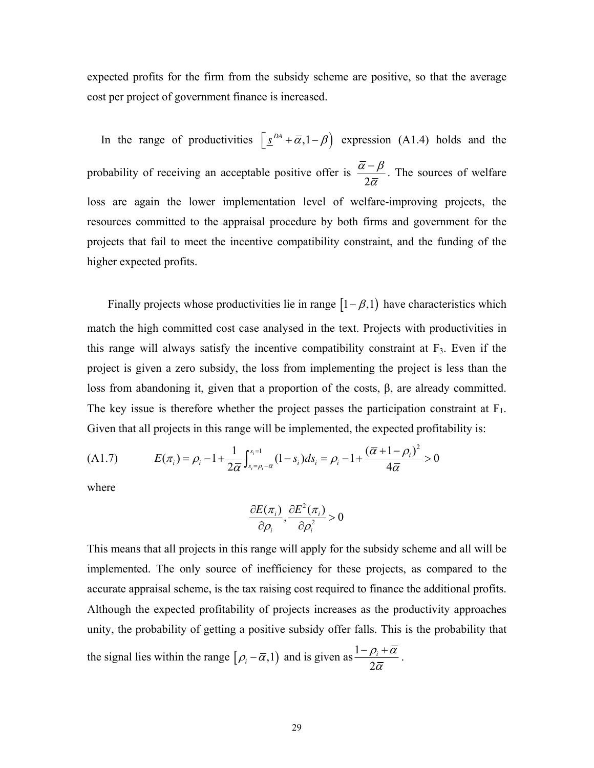expected profits for the firm from the subsidy scheme are positive, so that the average cost per project of government finance is increased.

In the range of productivities $\left[\underline{s}^{DA}+\bar{\alpha},1-\beta\right)$ expression (A1.4) holds and the probability of receiving an acceptable positive offer is $\frac{\bar{\alpha}-\beta}{2\bar{\alpha}}$. The sources of welfare loss are again the lower implementation level of welfare-improving projects, the resources committed to the appraisal procedure by both firms and government for the projects that fail to meet the incentive compatibility constraint, and the funding of the higher expected profits.

Finally projects whose productivities lie in range $\left[1-\beta,1\right)$ have characteristics which match the high committed cost case analysed in the text. Projects with productivities in this range will always satisfy the incentive compatibility constraint at $F_3$. Even if the project is given a zero subsidy, the loss from implementing the project is less than the loss from abandoning it, given that a proportion of the costs, β, are already committed. The key issue is therefore whether the project passes the participation constraint at $F_1$. Given that all projects in this range will be implemented, the expected profitability is:

$$\text{(A1.7)} \qquad E(\pi_i)=\rho_i-1+\frac{1}{2\bar{\alpha}}\int_{s_i=\rho_i-\bar{\alpha}}^{s_i=1}(1-s_i)ds_i=\rho_i-1+\frac{(\bar{\alpha}+1-\rho_i)^2}{4\bar{\alpha}}>0$$

where

$$\frac{\partial E(\pi_i)}{\partial \rho_i},\frac{\partial E^2(\pi_i)}{\partial \rho_i^2}>0$$

This means that all projects in this range will apply for the subsidy scheme and all will be implemented. The only source of inefficiency for these projects, as compared to the accurate appraisal scheme, is the tax raising cost required to finance the additional profits. Although the expected profitability of projects increases as the productivity approaches unity, the probability of getting a positive subsidy offer falls. This is the probability that the signal lies within the range $\left[\rho_i-\bar{\alpha},1\right)$ and is given as $\frac{1-\rho_i+\bar{\alpha}}{2\bar{\alpha}}$.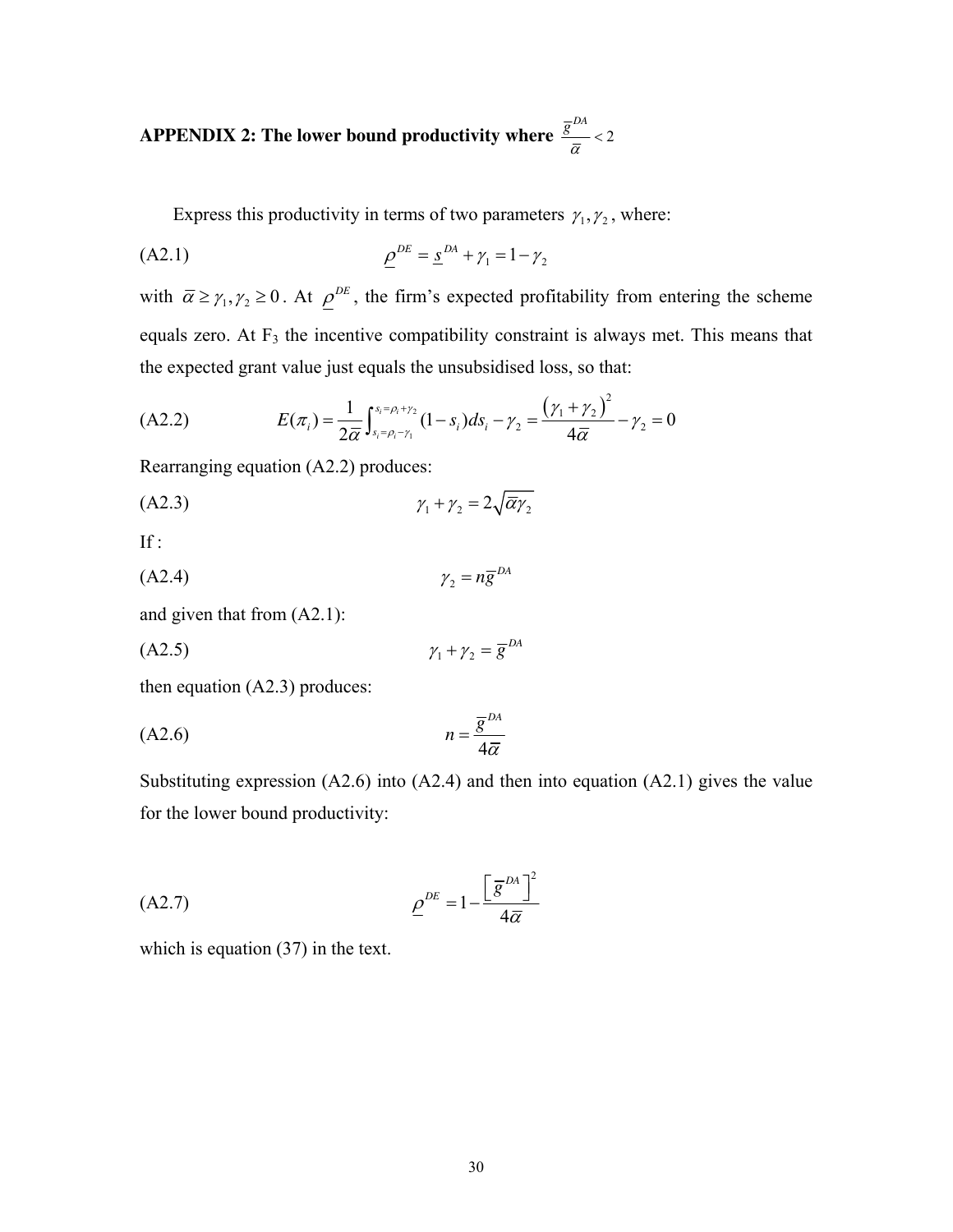## APPENDIX 2: The lower bound productivity where $\frac{\overline{g}^{DA}}{\overline{\alpha}} < 2$

Express this productivity in terms of two parameters $\gamma_1, \gamma_2$, where:

$$\underline{\rho}^{DE} = \underline{s}^{DA} + \gamma_1 = 1 - \gamma_2 \tag{A2.1}$$

with $\overline{\alpha} \geq \gamma_1, \gamma_2 \geq 0$. At $\underline{\rho}^{DE}$, the firm's expected profitability from entering the scheme equals zero. At $F_3$ the incentive compatibility constraint is always met. This means that the expected grant value just equals the unsubsidised loss, so that:

$$E(\pi_i) = \frac{1}{2\overline{\alpha}} \int_{s_i = \rho_i - \gamma_1}^{s_i = \rho_i + \gamma_2} (1 - s_i) ds_i - \gamma_2 = \frac{(\gamma_1 + \gamma_2)^2}{4\overline{\alpha}} - \gamma_2 = 0 \tag{A2.2}$$

Rearranging equation (A2.2) produces:

$$\gamma_1 + \gamma_2 = 2\sqrt{\overline{\alpha}\gamma_2} \tag{A2.3}$$

If :

$$\gamma_2 = n\overline{g}^{DA} \tag{A2.4}$$

and given that from (A2.1):

$$\gamma_1 + \gamma_2 = \overline{g}^{DA} \tag{A2.5}$$

then equation (A2.3) produces:

$$n = \frac{\overline{g}^{DA}}{4\overline{\alpha}} \tag{A2.6}$$

Substituting expression (A2.6) into (A2.4) and then into equation (A2.1) gives the value for the lower bound productivity:

$$\underline{\rho}^{DE} = 1 - \frac{\left[\overline{g}^{DA}\right]^2}{4\overline{\alpha}} \tag{A2.7}$$

which is equation (37) in the text.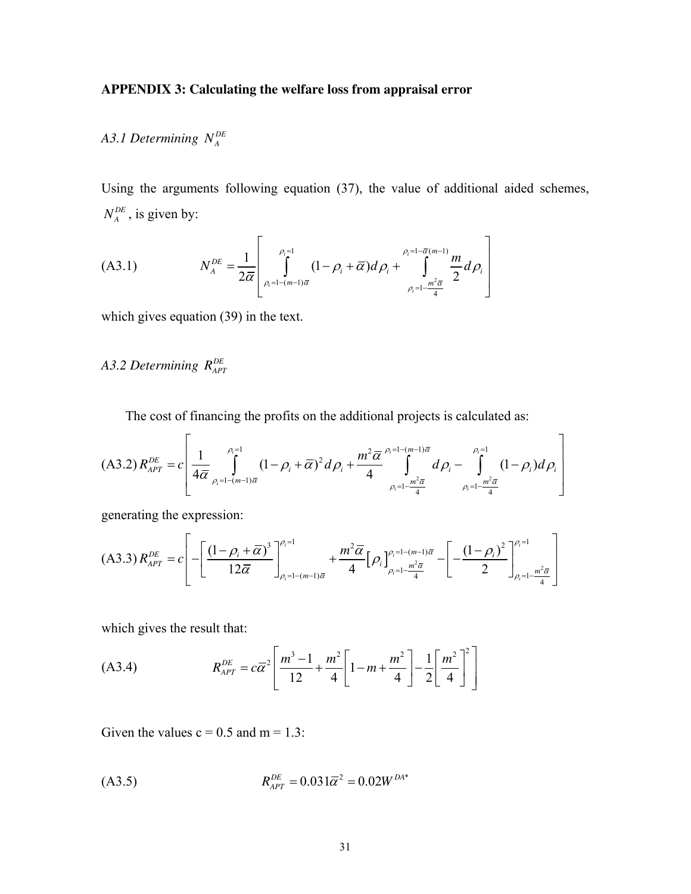**APPENDIX 3: Calculating the welfare loss from appraisal error**

*A3.1 Determining $N_A^{DE}$*

Using the arguments following equation (37), the value of additional aided schemes, $N_A^{DE}$, is given by:

$$\text{(A3.1)} \qquad N_A^{DE} = \frac{1}{2\overline{\alpha}} \left[ \int_{\rho_i = 1-(m-1)\overline{\alpha}}^{\rho_i = 1} (1 - \rho_i + \overline{\alpha}) d\rho_i + \int_{\rho_i = 1 - \frac{m^2 \overline{\alpha}}{4}}^{\rho_i = 1 - \overline{\alpha}(m-1)} \frac{m}{2} d\rho_i \right]$$

which gives equation (39) in the text.

*A3.2 Determining $R_{APT}^{DE}$*

The cost of financing the profits on the additional projects is calculated as:

$$\text{(A3.2)}\ R_{APT}^{DE} = c \left[ \frac{1}{4\overline{\alpha}} \int_{\rho_i = 1-(m-1)\overline{\alpha}}^{\rho_i = 1} (1 - \rho_i + \overline{\alpha})^2 d\rho_i + \frac{m^2 \overline{\alpha}}{4} \int_{\rho_i = 1 - \frac{m^2 \overline{\alpha}}{4}}^{\rho_i = 1-(m-1)\overline{\alpha}} d\rho_i - \int_{\rho_i = 1 - \frac{m^2 \overline{\alpha}}{4}}^{\rho_i = 1} (1 - \rho_i) d\rho_i \right]$$

generating the expression:

$$\text{(A3.3)}\ R_{APT}^{DE} = c \left[ - \left[ \frac{(1 - \rho_i + \overline{\alpha})^3}{12\overline{\alpha}} \right]_{\rho_i = 1-(m-1)\overline{\alpha}}^{\rho_i = 1} + \frac{m^2 \overline{\alpha}}{4} \left[ \rho_i \right]_{\rho_i = 1 - \frac{m^2 \overline{\alpha}}{4}}^{\rho_i = 1-(m-1)\overline{\alpha}} - \left[ -\frac{(1 - \rho_i)^2}{2} \right]_{\rho_i = 1 - \frac{m^2 \overline{\alpha}}{4}}^{\rho_i = 1} \right]$$

which gives the result that:

$$\text{(A3.4)} \qquad R_{APT}^{DE} = c\overline{\alpha}^2 \left[ \frac{m^3 - 1}{12} + \frac{m^2}{4} \left[ 1 - m + \frac{m^2}{4} \right] - \frac{1}{2} \left[ \frac{m^2}{4} \right]^2 \right]$$

Given the values c = 0.5 and m = 1.3:

$$\text{(A3.5)} \qquad R_{APT}^{DE} = 0.031\overline{\alpha}^2 = 0.02 W^{DA*}$$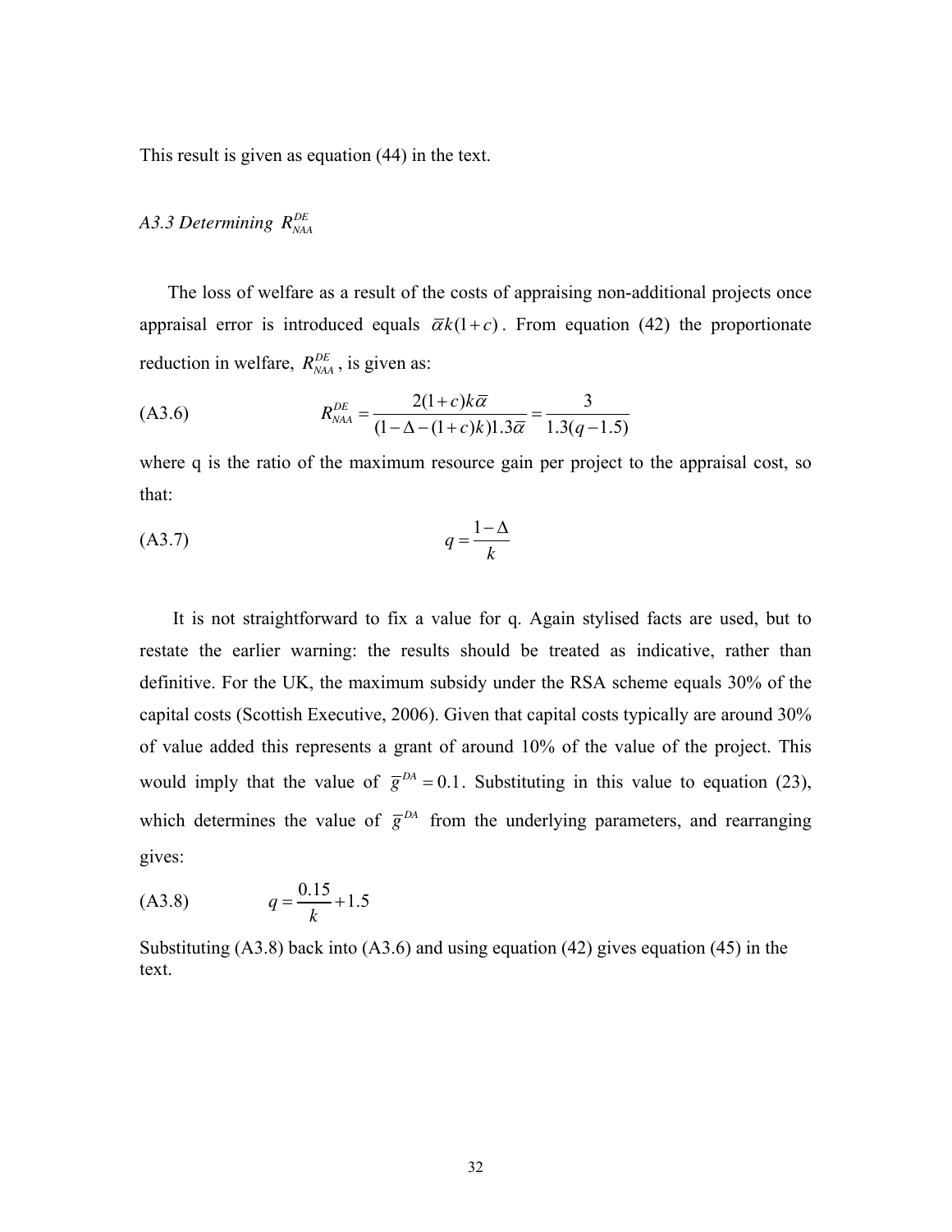This result is given as equation (44) in the text.

### *A3.3 Determining* $R_{NAA}^{DE}$

The loss of welfare as a result of the costs of appraising non-additional projects once appraisal error is introduced equals $\bar{\alpha}k(1+c)$. From equation (42) the proportionate reduction in welfare, $R_{NAA}^{DE}$, is given as:

$$R_{NAA}^{DE} = \frac{2(1+c)k\bar{\alpha}}{(1-\Delta-(1+c)k)1.3\bar{\alpha}} = \frac{3}{1.3(q-1.5)} \tag{A3.6}$$

where q is the ratio of the maximum resource gain per project to the appraisal cost, so that:

$$q = \frac{1-\Delta}{k} \tag{A3.7}$$

It is not straightforward to fix a value for q. Again stylised facts are used, but to restate the earlier warning: the results should be treated as indicative, rather than definitive. For the UK, the maximum subsidy under the RSA scheme equals 30% of the capital costs (Scottish Executive, 2006). Given that capital costs typically are around 30% of value added this represents a grant of around 10% of the value of the project. This would imply that the value of $\bar{g}^{DA} = 0.1$. Substituting in this value to equation (23), which determines the value of $\bar{g}^{DA}$ from the underlying parameters, and rearranging gives:

$$q = \frac{0.15}{k} + 1.5 \tag{A3.8}$$

Substituting (A3.8) back into (A3.6) and using equation (42) gives equation (45) in the text.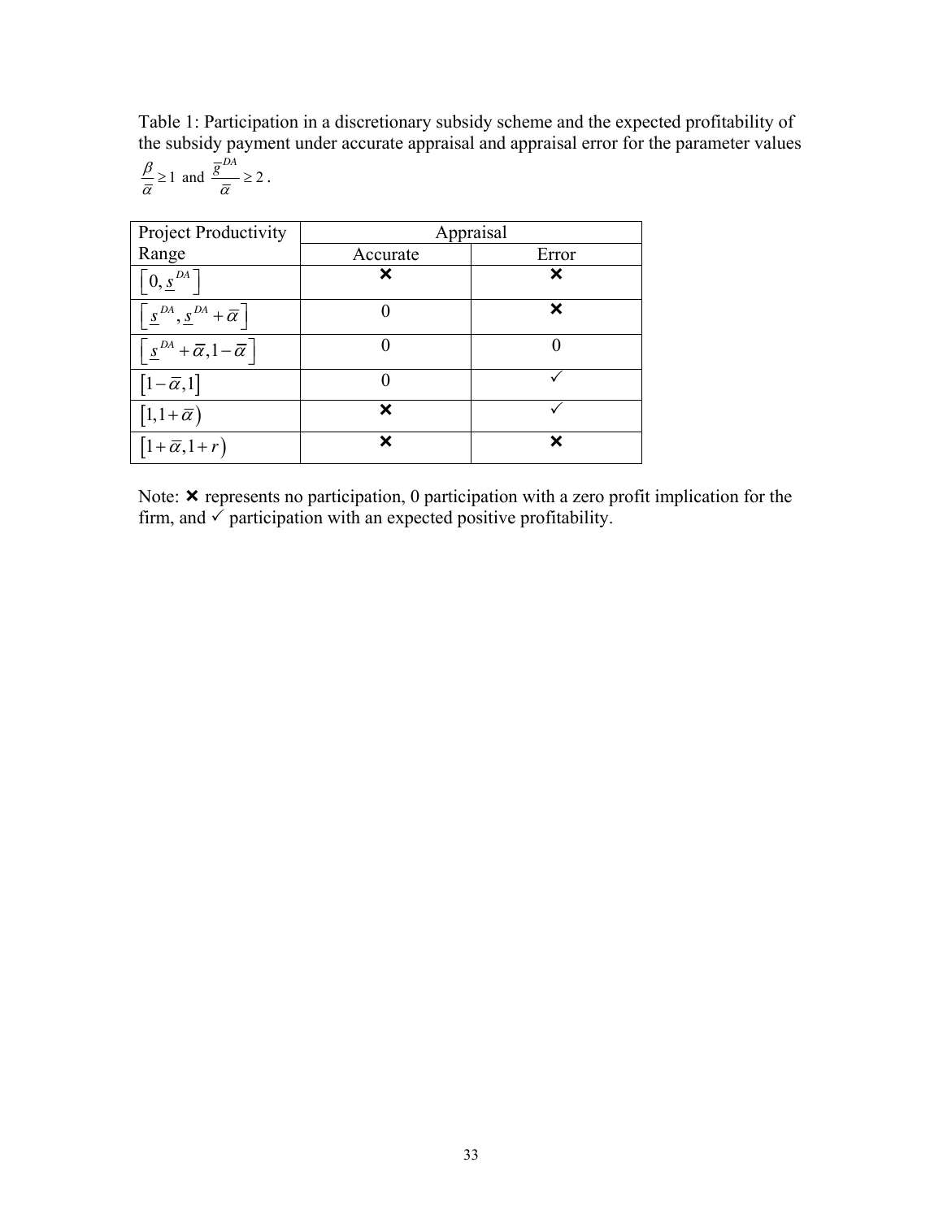Table 1: Participation in a discretionary subsidy scheme and the expected profitability of the subsidy payment under accurate appraisal and appraisal error for the parameter values $\frac{\beta}{\overline{\alpha}} \geq 1$ and $\frac{\overline{g}^{DA}}{\overline{\alpha}} \geq 2$.

| Project Productivity Range | Appraisal | |
|---|---|---|
| | Accurate | Error |
| $\left[0, \underline{s}^{DA}\right]$ | ✗ | ✗ |
| $\left[\underline{s}^{DA}, \underline{s}^{DA} + \overline{\alpha}\right]$ | 0 | ✗ |
| $\left[\underline{s}^{DA} + \overline{\alpha}, 1 - \overline{\alpha}\right]$ | 0 | 0 |
| $\left[1 - \overline{\alpha}, 1\right]$ | 0 | ✓ |
| $\left[1, 1 + \overline{\alpha}\right)$ | ✗ | ✓ |
| $\left[1 + \overline{\alpha}, 1 + r\right)$ | ✗ | ✗ |

Note: ✗ represents no participation, 0 participation with a zero profit implication for the firm, and ✓ participation with an expected positive profitability.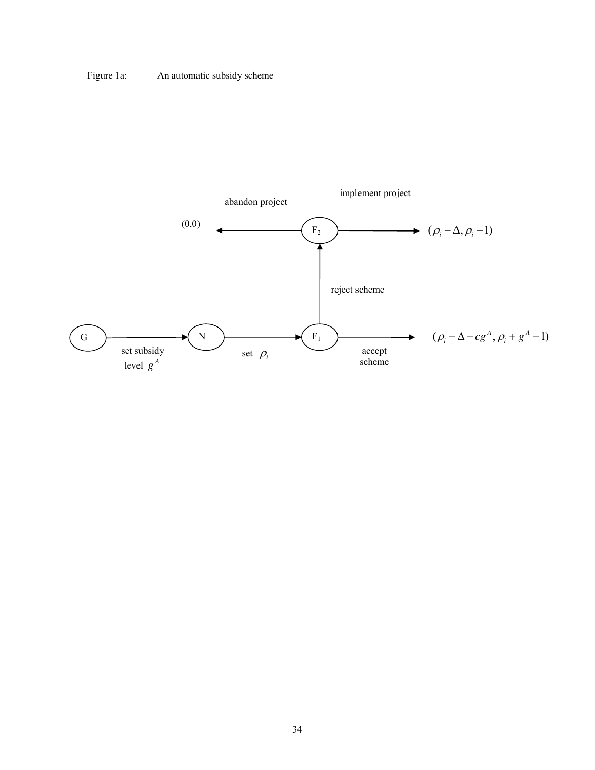Figure 1a: An automatic subsidy scheme

G → set subsidy level $g^A$ → N → set $\rho_i$ → $F_1$

$F_1$ → accept scheme → $(\rho_i - \Delta - cg^A, \rho_i + g^A - 1)$

$F_1$ → reject scheme → $F_2$

$F_2$ → abandon project → (0,0)

$F_2$ → implement project → $(\rho_i - \Delta, \rho_i - 1)$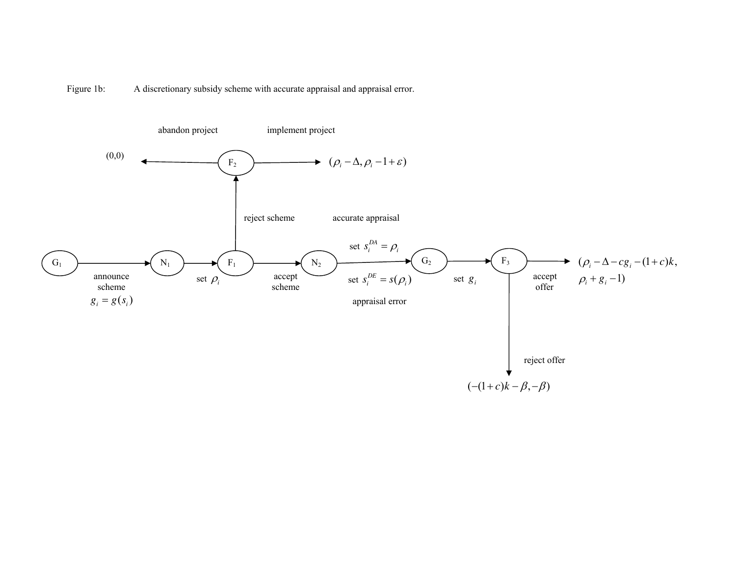Figure 1b: A discretionary subsidy scheme with accurate appraisal and appraisal error.

abandon project

implement project

(0,0)

$F_2$

$(\rho_i - \Delta, \rho_i - 1 + \varepsilon)$

reject scheme

accurate appraisal

set $s_i^{DA} = \rho_i$

$G_1$ → announce scheme $g_i = g(s_i)$ → $N_1$ → set $\rho_i$ → $F_1$ → accept scheme → $N_2$ → set $s_i^{DE} = s(\rho_i)$ → $G_2$ → set $g_i$ → $F_3$ → accept offer → $(\rho_i - \Delta - cg_i - (1+c)k,$ $\rho_i + g_i - 1)$

appraisal error

reject offer

$(-(1+c)k - \beta, -\beta)$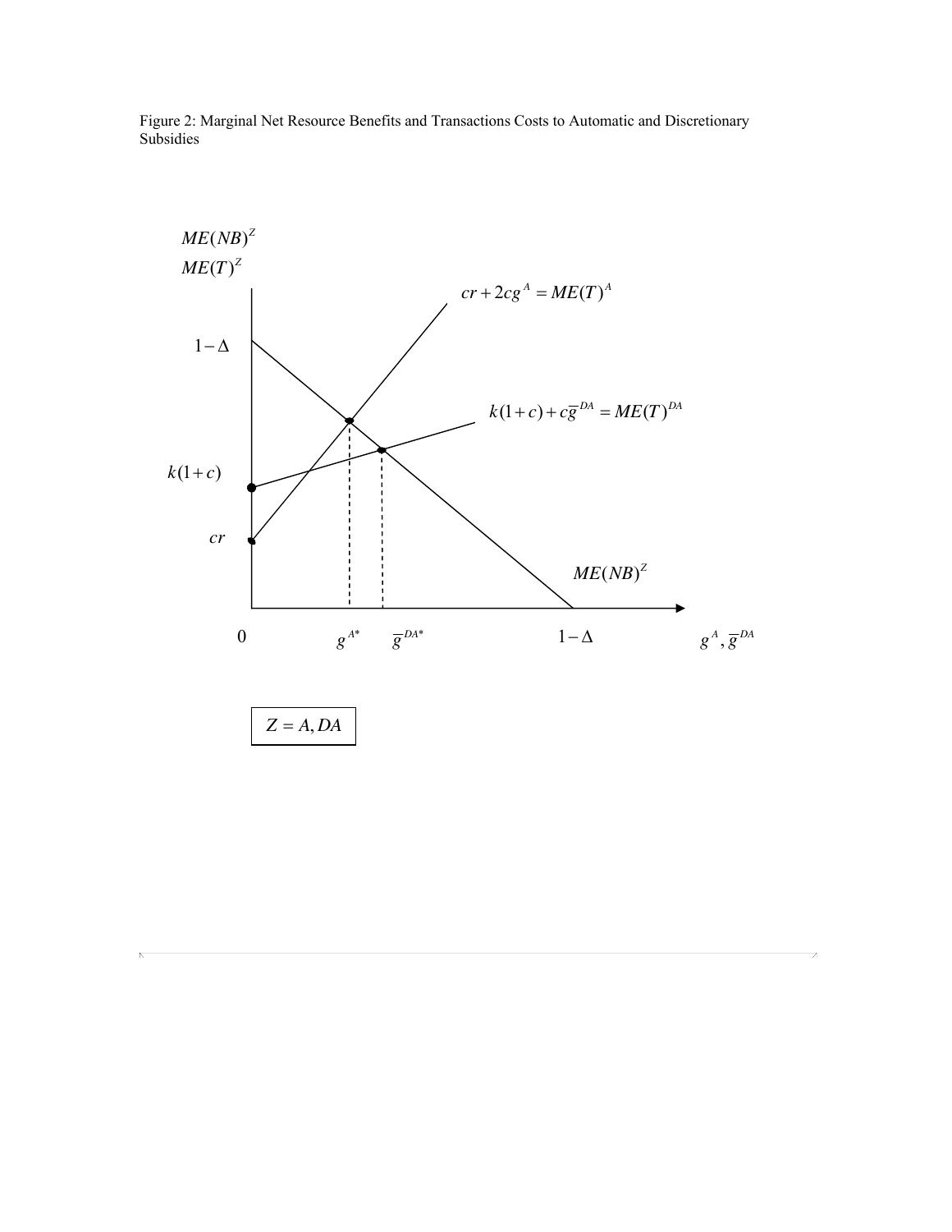Figure 2: Marginal Net Resource Benefits and Transactions Costs to Automatic and Discretionary Subsidies

$ME(NB)^Z$

$ME(T)^Z$

$cr + 2cg^A = ME(T)^A$

$1-\Delta$

$k(1+c) + c\overline{g}^{DA} = ME(T)^{DA}$

$k(1+c)$

$cr$

$ME(NB)^Z$

$0$ $\quad g^{A*}$ $\quad \overline{g}^{DA*}$ $\quad 1-\Delta$ $\quad g^A, \overline{g}^{DA}$

$Z = A, DA$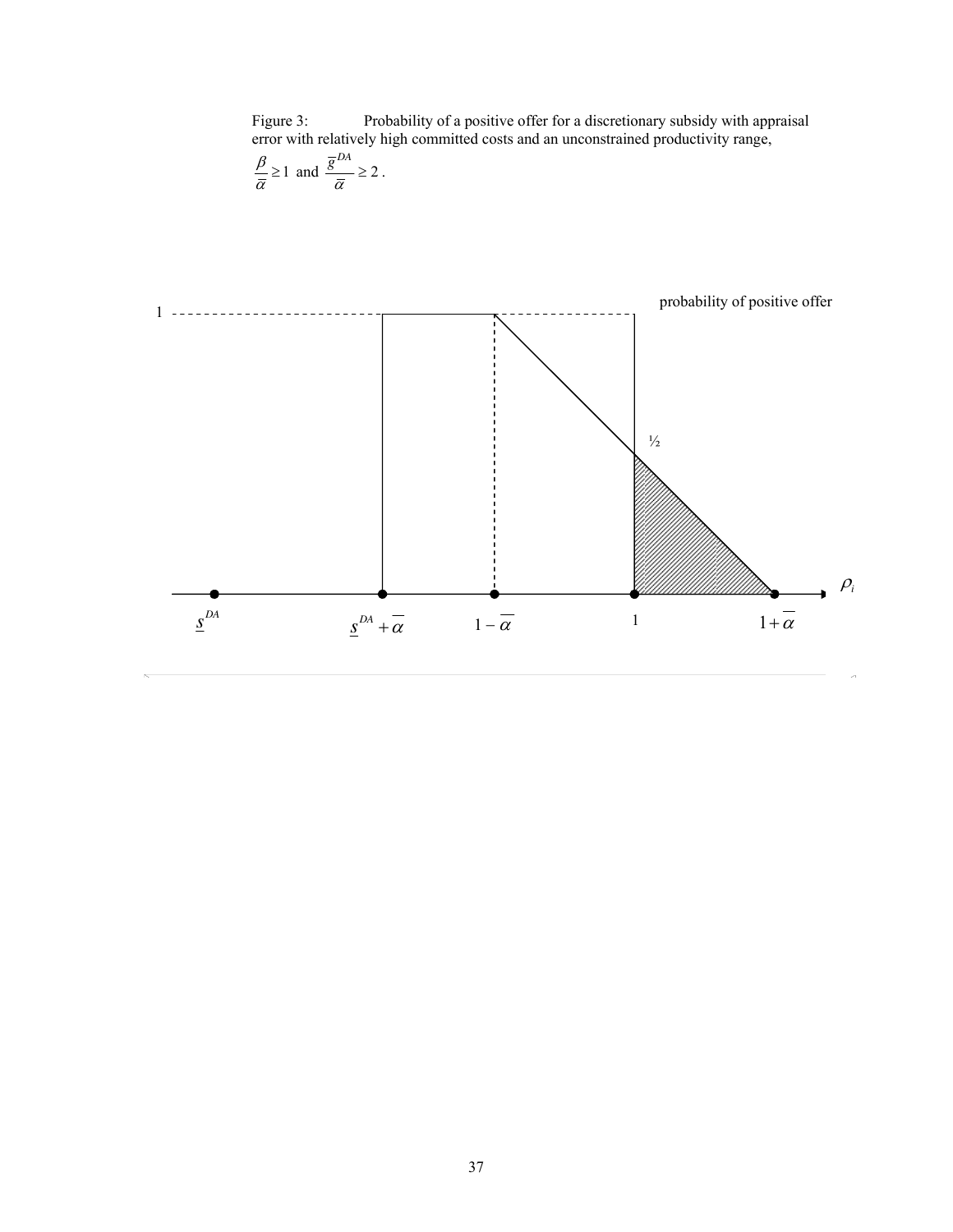Figure 3: Probability of a positive offer for a discretionary subsidy with appraisal error with relatively high committed costs and an unconstrained productivity range, $\frac{\beta}{\overline{\alpha}} \geq 1$ and $\frac{\overline{g}^{DA}}{\overline{\alpha}} \geq 2$.

probability of positive offer

1

½

$\rho_i$

$\underline{s}^{DA}$ $\underline{s}^{DA} + \overline{\alpha}$ $1 - \overline{\alpha}$ 1 $1 + \overline{\alpha}$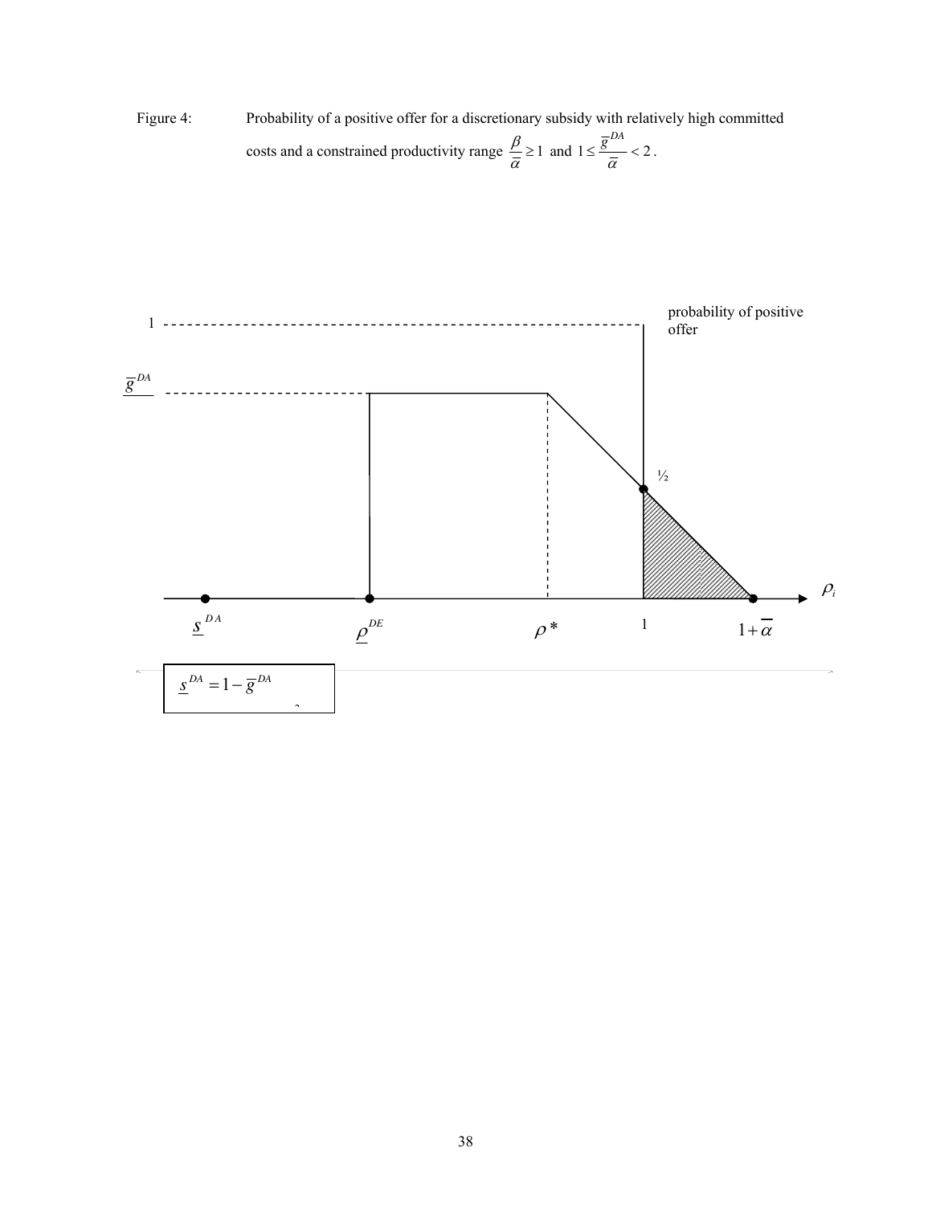Figure 4: Probability of a positive offer for a discretionary subsidy with relatively high committed costs and a constrained productivity range $\frac{\beta}{\overline{\alpha}} \geq 1$ and $1 \leq \frac{\overline{g}^{DA}}{\overline{\alpha}} < 2$.

1

probability of positive offer

$\overline{g}^{DA}$

½

$\rho_i$

$\underline{s}^{DA}$ $\underline{\rho}^{DE}$ $\rho^*$ 1 $1+\overline{\alpha}$

$\underline{s}^{DA} = 1 - \overline{g}^{DA}$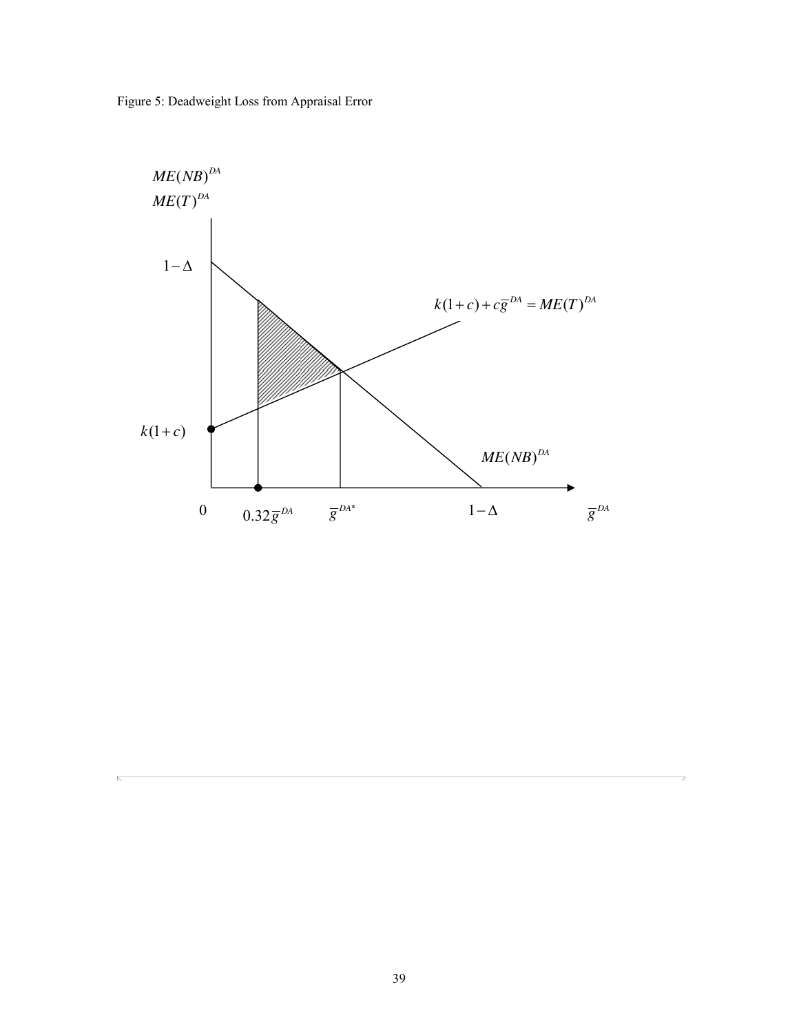Figure 5: Deadweight Loss from Appraisal Error

$ME(NB)^{DA}$

$ME(T)^{DA}$

$1-\Delta$

$k(1+c)+c\overline{g}^{DA} = ME(T)^{DA}$

$k(1+c)$

$ME(NB)^{DA}$

$0$ $\quad 0.32\overline{g}^{DA}$ $\quad \overline{g}^{DA*}$ $\quad 1-\Delta$ $\quad \overline{g}^{DA}$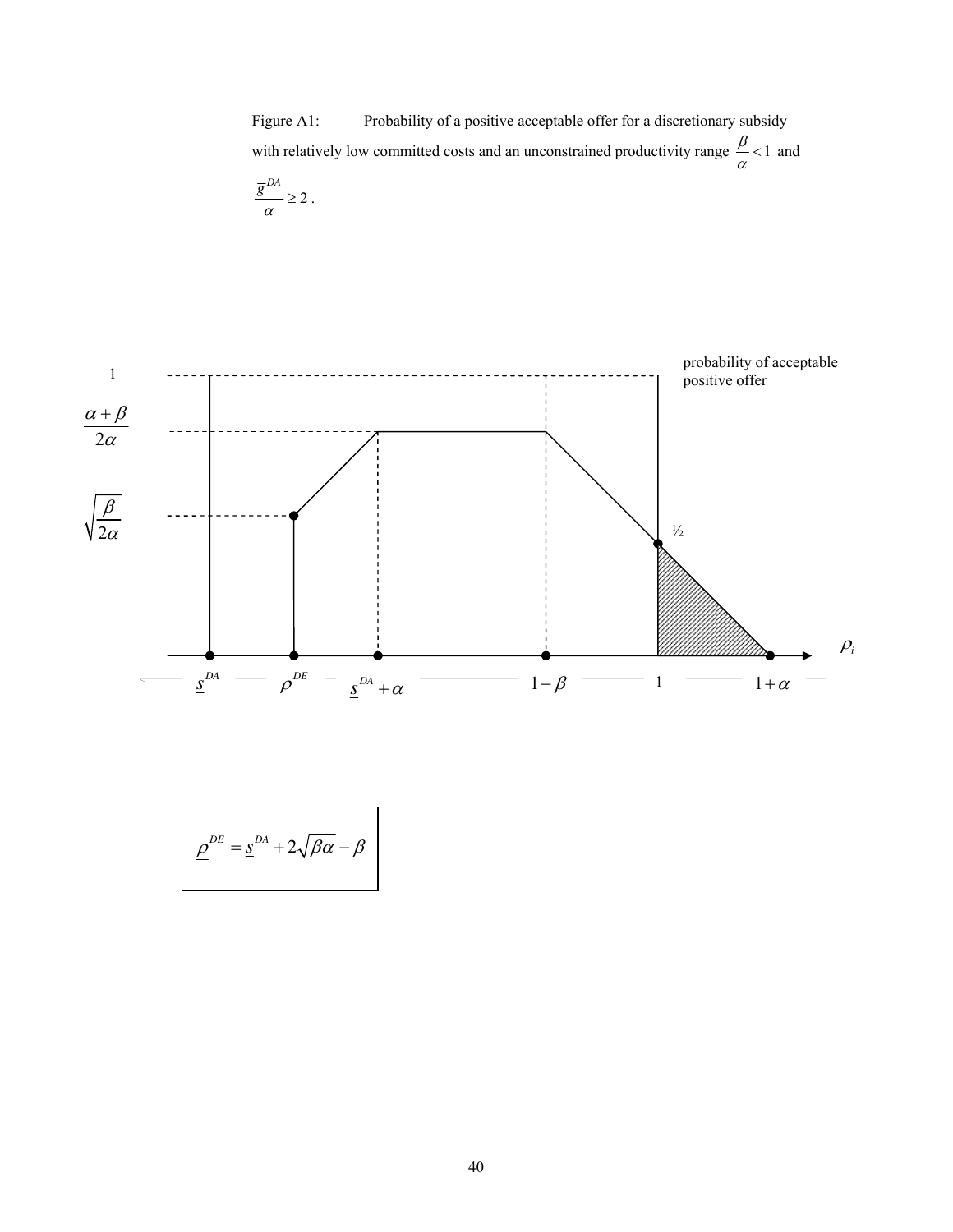Figure A1: Probability of a positive acceptable offer for a discretionary subsidy with relatively low committed costs and an unconstrained productivity range $\frac{\beta}{\bar{\alpha}} < 1$ and $\frac{\bar{g}^{DA}}{\bar{\alpha}} \geq 2$.

1

probability of acceptable positive offer

$\frac{\alpha + \beta}{2\alpha}$

$\sqrt{\frac{\beta}{2\alpha}}$

½

$\rho_i$

$\underline{s}^{DA}$ $\underline{\rho}^{DE}$ $\underline{s}^{DA} + \alpha$ $1 - \beta$ 1 $1 + \alpha$

$$\underline{\rho}^{DE} = \underline{s}^{DA} + 2\sqrt{\beta\alpha} - \beta$$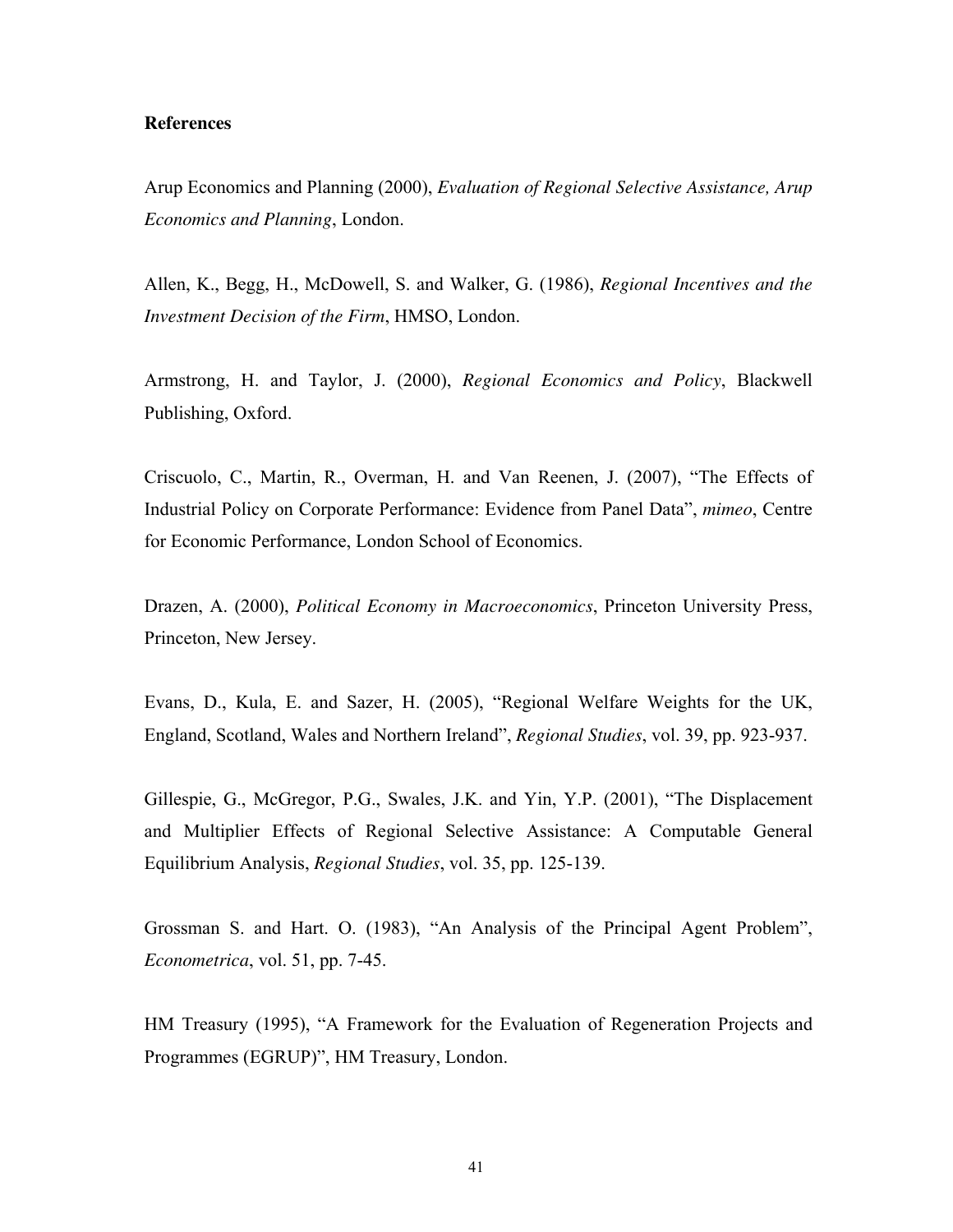**References**

Arup Economics and Planning (2000), *Evaluation of Regional Selective Assistance, Arup Economics and Planning*, London.

Allen, K., Begg, H., McDowell, S. and Walker, G. (1986), *Regional Incentives and the Investment Decision of the Firm*, HMSO, London.

Armstrong, H. and Taylor, J. (2000), *Regional Economics and Policy*, Blackwell Publishing, Oxford.

Criscuolo, C., Martin, R., Overman, H. and Van Reenen, J. (2007), "The Effects of Industrial Policy on Corporate Performance: Evidence from Panel Data", *mimeo*, Centre for Economic Performance, London School of Economics.

Drazen, A. (2000), *Political Economy in Macroeconomics*, Princeton University Press, Princeton, New Jersey.

Evans, D., Kula, E. and Sazer, H. (2005), "Regional Welfare Weights for the UK, England, Scotland, Wales and Northern Ireland", *Regional Studies*, vol. 39, pp. 923-937.

Gillespie, G., McGregor, P.G., Swales, J.K. and Yin, Y.P. (2001), "The Displacement and Multiplier Effects of Regional Selective Assistance: A Computable General Equilibrium Analysis, *Regional Studies*, vol. 35, pp. 125-139.

Grossman S. and Hart. O. (1983), "An Analysis of the Principal Agent Problem", *Econometrica*, vol. 51, pp. 7-45.

HM Treasury (1995), "A Framework for the Evaluation of Regeneration Projects and Programmes (EGRUP)", HM Treasury, London.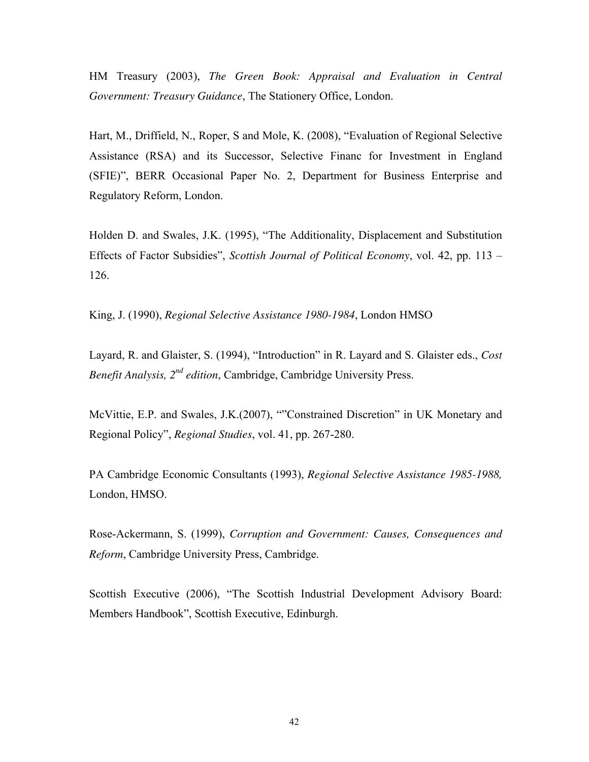HM Treasury (2003), *The Green Book: Appraisal and Evaluation in Central Government: Treasury Guidance*, The Stationery Office, London.

Hart, M., Driffield, N., Roper, S and Mole, K. (2008), "Evaluation of Regional Selective Assistance (RSA) and its Successor, Selective Financ for Investment in England (SFIE)", BERR Occasional Paper No. 2, Department for Business Enterprise and Regulatory Reform, London.

Holden D. and Swales, J.K. (1995), "The Additionality, Displacement and Substitution Effects of Factor Subsidies", *Scottish Journal of Political Economy*, vol. 42, pp. 113 – 126.

King, J. (1990), *Regional Selective Assistance 1980-1984*, London HMSO

Layard, R. and Glaister, S. (1994), "Introduction" in R. Layard and S. Glaister eds., *Cost Benefit Analysis, 2nd edition*, Cambridge, Cambridge University Press.

McVittie, E.P. and Swales, J.K.(2007), ""Constrained Discretion" in UK Monetary and Regional Policy", *Regional Studies*, vol. 41, pp. 267-280.

PA Cambridge Economic Consultants (1993), *Regional Selective Assistance 1985-1988,* London, HMSO.

Rose-Ackermann, S. (1999), *Corruption and Government: Causes, Consequences and Reform*, Cambridge University Press, Cambridge.

Scottish Executive (2006), "The Scottish Industrial Development Advisory Board: Members Handbook", Scottish Executive, Edinburgh.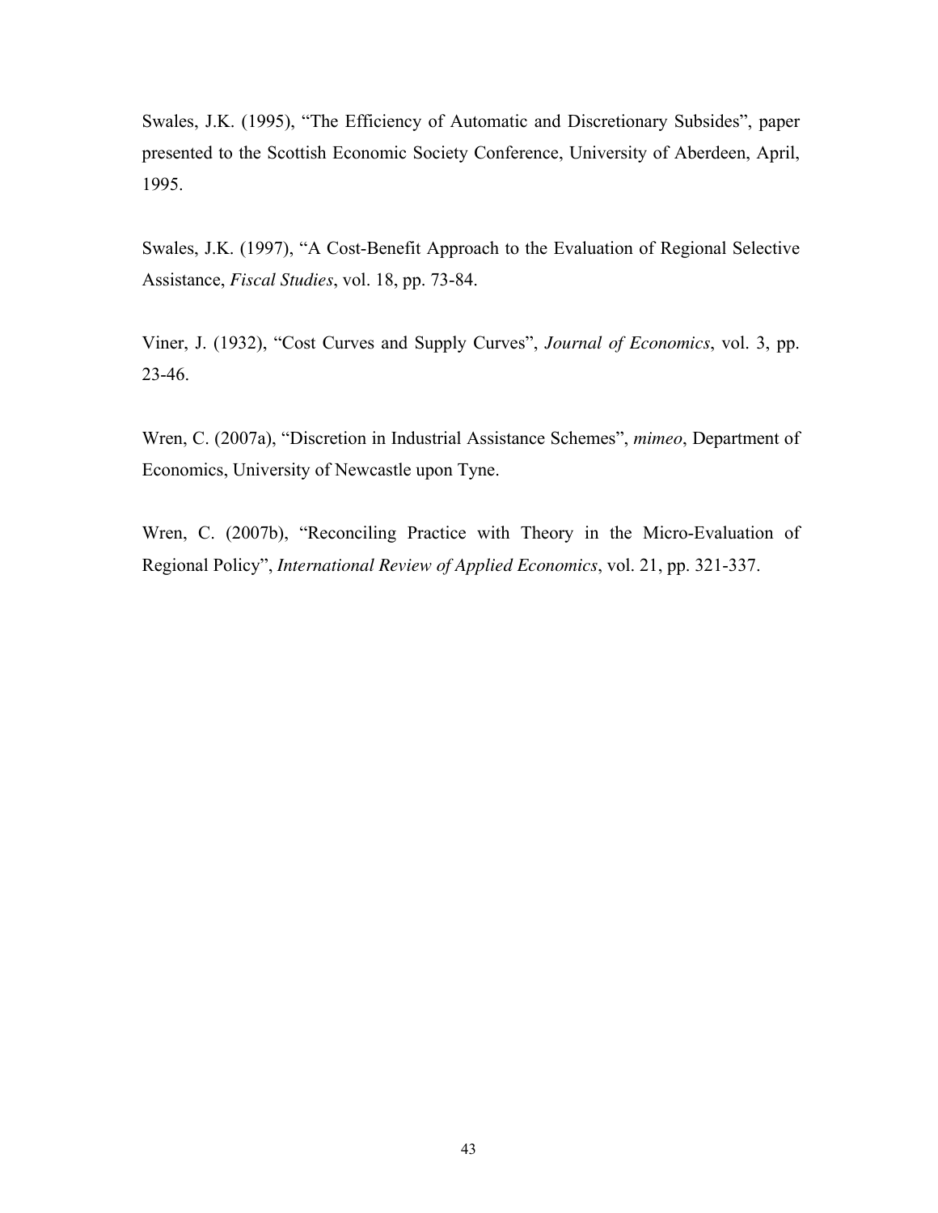Swales, J.K. (1995), “The Efficiency of Automatic and Discretionary Subsides”, paper presented to the Scottish Economic Society Conference, University of Aberdeen, April, 1995.

Swales, J.K. (1997), “A Cost-Benefit Approach to the Evaluation of Regional Selective Assistance, *Fiscal Studies*, vol. 18, pp. 73-84.

Viner, J. (1932), “Cost Curves and Supply Curves”, *Journal of Economics*, vol. 3, pp. 23-46.

Wren, C. (2007a), “Discretion in Industrial Assistance Schemes”, *mimeo*, Department of Economics, University of Newcastle upon Tyne.

Wren, C. (2007b), “Reconciling Practice with Theory in the Micro-Evaluation of Regional Policy”, *International Review of Applied Economics*, vol. 21, pp. 321-337.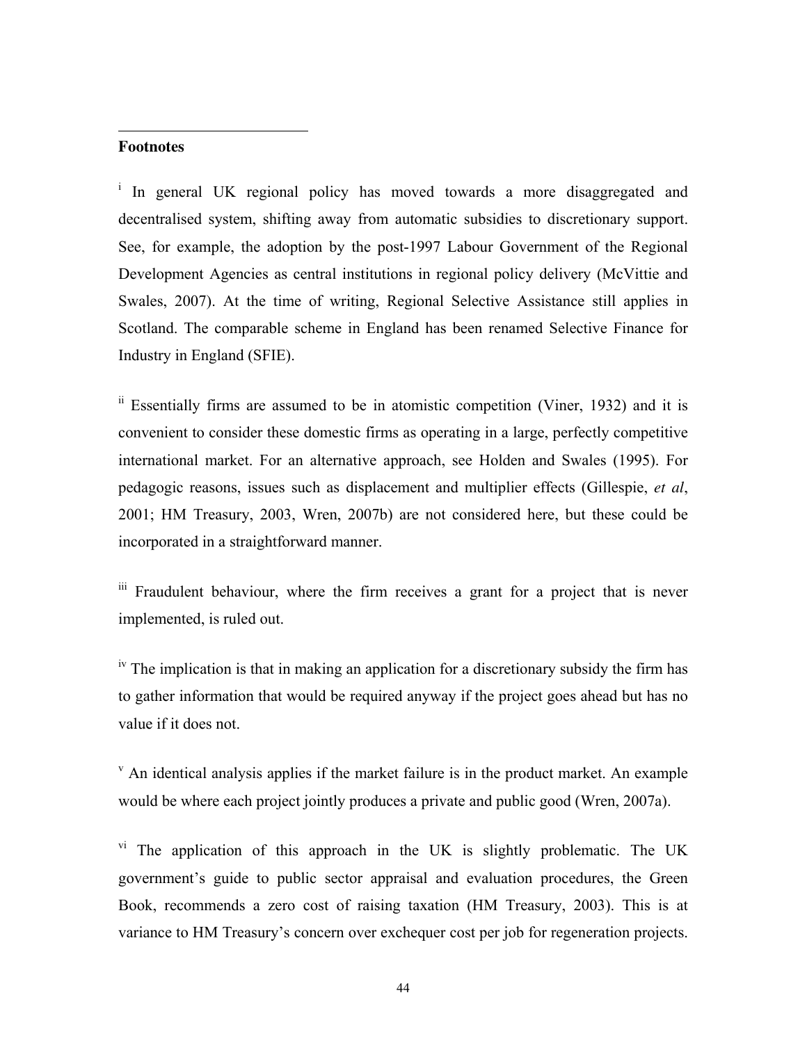**Footnotes**

[i] In general UK regional policy has moved towards a more disaggregated and decentralised system, shifting away from automatic subsidies to discretionary support. See, for example, the adoption by the post-1997 Labour Government of the Regional Development Agencies as central institutions in regional policy delivery (McVittie and Swales, 2007). At the time of writing, Regional Selective Assistance still applies in Scotland. The comparable scheme in England has been renamed Selective Finance for Industry in England (SFIE).

[ii] Essentially firms are assumed to be in atomistic competition (Viner, 1932) and it is convenient to consider these domestic firms as operating in a large, perfectly competitive international market. For an alternative approach, see Holden and Swales (1995). For pedagogic reasons, issues such as displacement and multiplier effects (Gillespie, *et al*, 2001; HM Treasury, 2003, Wren, 2007b) are not considered here, but these could be incorporated in a straightforward manner.

[iii] Fraudulent behaviour, where the firm receives a grant for a project that is never implemented, is ruled out.

[iv] The implication is that in making an application for a discretionary subsidy the firm has to gather information that would be required anyway if the project goes ahead but has no value if it does not.

[v] An identical analysis applies if the market failure is in the product market. An example would be where each project jointly produces a private and public good (Wren, 2007a).

[vi] The application of this approach in the UK is slightly problematic. The UK government's guide to public sector appraisal and evaluation procedures, the Green Book, recommends a zero cost of raising taxation (HM Treasury, 2003). This is at variance to HM Treasury's concern over exchequer cost per job for regeneration projects.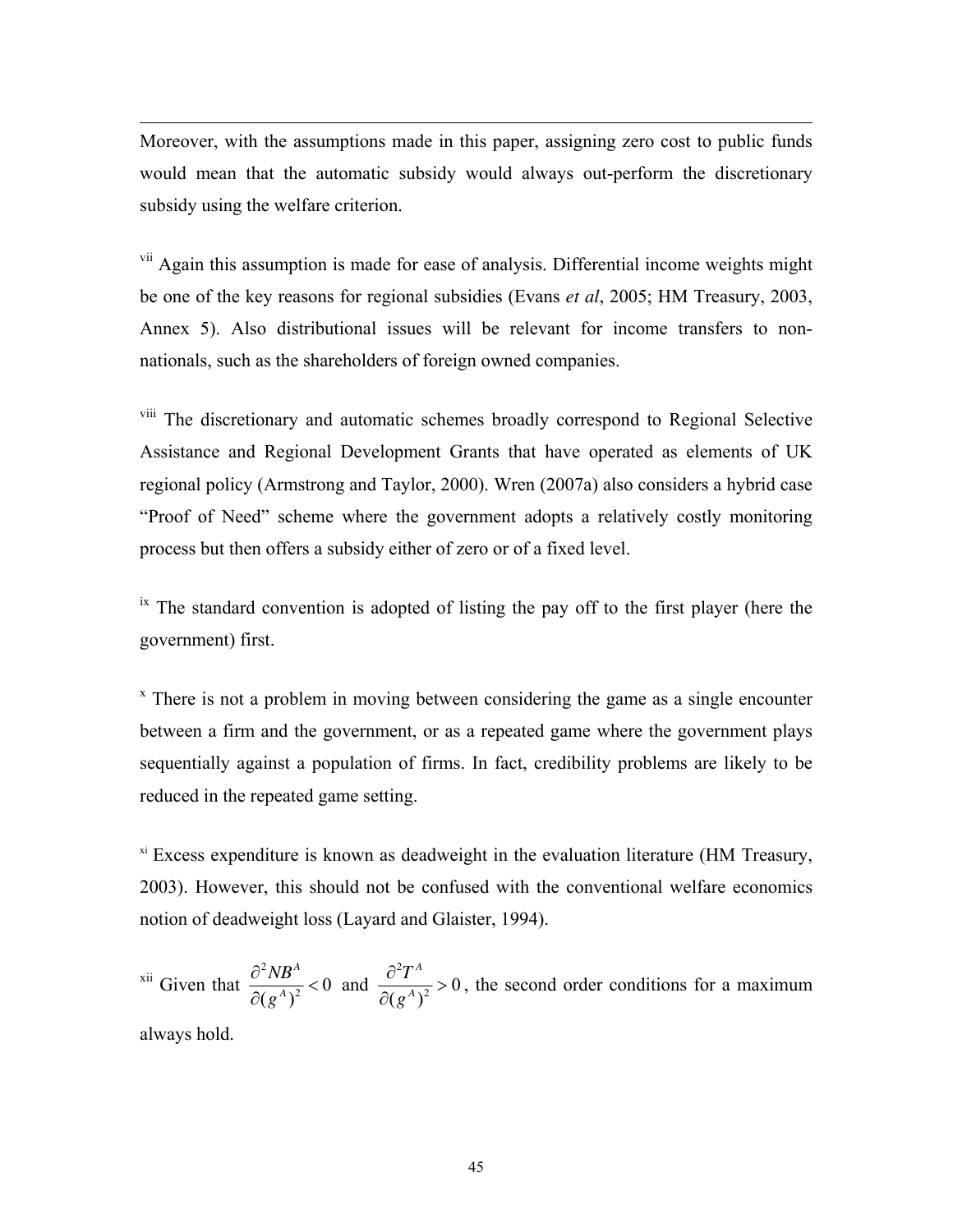Moreover, with the assumptions made in this paper, assigning zero cost to public funds would mean that the automatic subsidy would always out-perform the discretionary subsidy using the welfare criterion.

[vii] Again this assumption is made for ease of analysis. Differential income weights might be one of the key reasons for regional subsidies (Evans *et al*, 2005; HM Treasury, 2003, Annex 5). Also distributional issues will be relevant for income transfers to non-nationals, such as the shareholders of foreign owned companies.

[viii] The discretionary and automatic schemes broadly correspond to Regional Selective Assistance and Regional Development Grants that have operated as elements of UK regional policy (Armstrong and Taylor, 2000). Wren (2007a) also considers a hybrid case "Proof of Need" scheme where the government adopts a relatively costly monitoring process but then offers a subsidy either of zero or of a fixed level.

[ix] The standard convention is adopted of listing the pay off to the first player (here the government) first.

[x] There is not a problem in moving between considering the game as a single encounter between a firm and the government, or as a repeated game where the government plays sequentially against a population of firms. In fact, credibility problems are likely to be reduced in the repeated game setting.

[xi] Excess expenditure is known as deadweight in the evaluation literature (HM Treasury, 2003). However, this should not be confused with the conventional welfare economics notion of deadweight loss (Layard and Glaister, 1994).

[xii] Given that $\frac{\partial^2 NB^A}{\partial (g^A)^2} < 0$ and $\frac{\partial^2 T^A}{\partial (g^A)^2} > 0$, the second order conditions for a maximum always hold.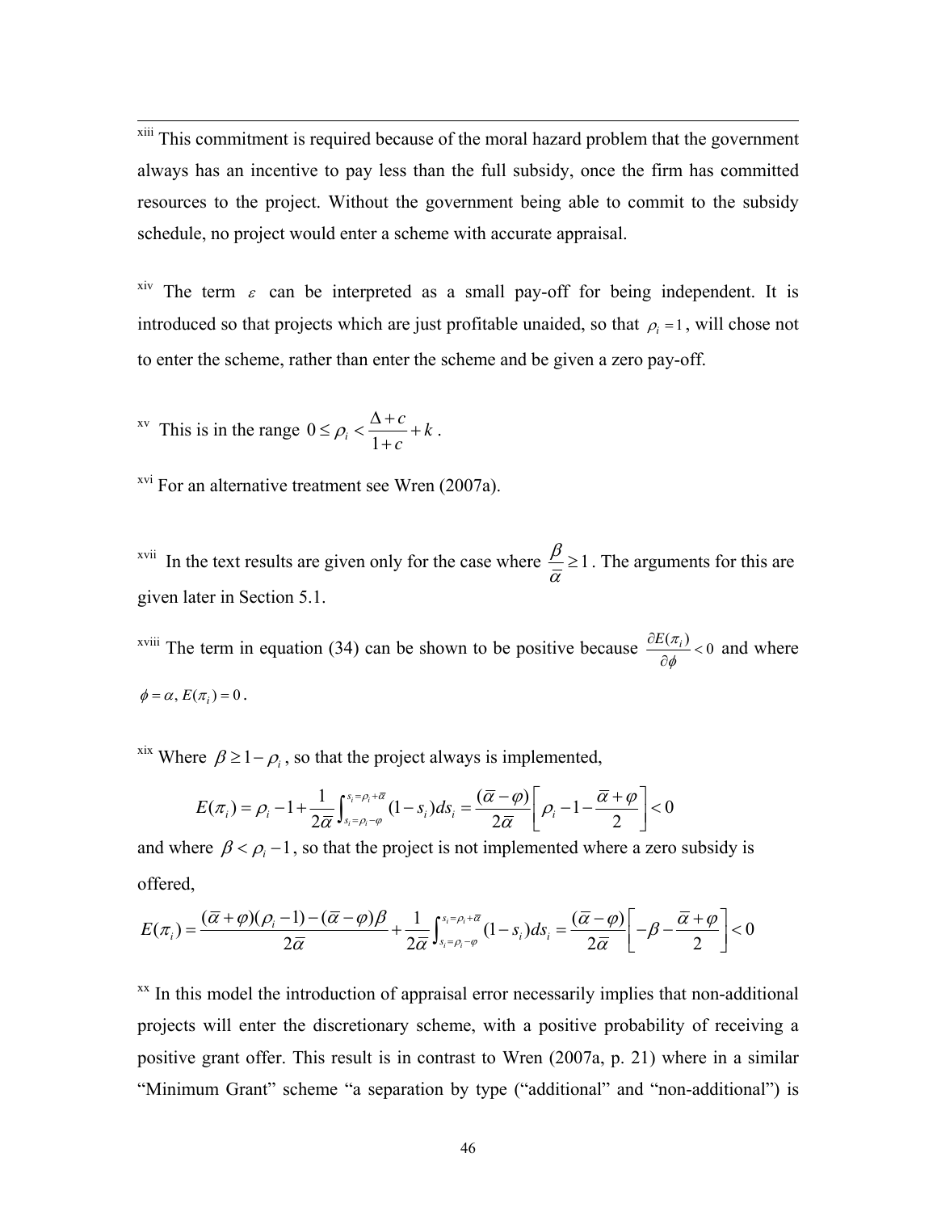---

[xiii] This commitment is required because of the moral hazard problem that the government always has an incentive to pay less than the full subsidy, once the firm has committed resources to the project. Without the government being able to commit to the subsidy schedule, no project would enter a scheme with accurate appraisal.

[xiv] The term $\varepsilon$ can be interpreted as a small pay-off for being independent. It is introduced so that projects which are just profitable unaided, so that $\rho_i = 1$, will chose not to enter the scheme, rather than enter the scheme and be given a zero pay-off.

[xv] This is in the range $0 \le \rho_i < \dfrac{\Delta + c}{1 + c} + k$.

[xvi] For an alternative treatment see Wren (2007a).

[xvii] In the text results are given only for the case where $\dfrac{\beta}{\overline{\alpha}} \ge 1$. The arguments for this are given later in Section 5.1.

[xviii] The term in equation (34) can be shown to be positive because $\dfrac{\partial E(\pi_i)}{\partial \phi} < 0$ and where $\phi = \alpha,\, E(\pi_i) = 0$.

[xix] Where $\beta \ge 1 - \rho_i$, so that the project always is implemented,

$$E(\pi_i) = \rho_i - 1 + \frac{1}{2\overline{\alpha}} \int_{s_i = \rho_i - \varphi}^{s_i = \rho_i + \overline{\alpha}} (1 - s_i) ds_i = \frac{(\overline{\alpha} - \varphi)}{2\overline{\alpha}} \left[ \rho_i - 1 - \frac{\overline{\alpha} + \varphi}{2} \right] < 0$$

and where $\beta < \rho_i - 1$, so that the project is not implemented where a zero subsidy is offered,

$$E(\pi_i) = \frac{(\overline{\alpha} + \varphi)(\rho_i - 1) - (\overline{\alpha} - \varphi)\beta}{2\overline{\alpha}} + \frac{1}{2\overline{\alpha}} \int_{s_i = \rho_i - \varphi}^{s_i = \rho_i + \overline{\alpha}} (1 - s_i) ds_i = \frac{(\overline{\alpha} - \varphi)}{2\overline{\alpha}} \left[ -\beta - \frac{\overline{\alpha} + \varphi}{2} \right] < 0$$

[xx] In this model the introduction of appraisal error necessarily implies that non-additional projects will enter the discretionary scheme, with a positive probability of receiving a positive grant offer. This result is in contrast to Wren (2007a, p. 21) where in a similar "Minimum Grant" scheme "a separation by type ("additional" and "non-additional") is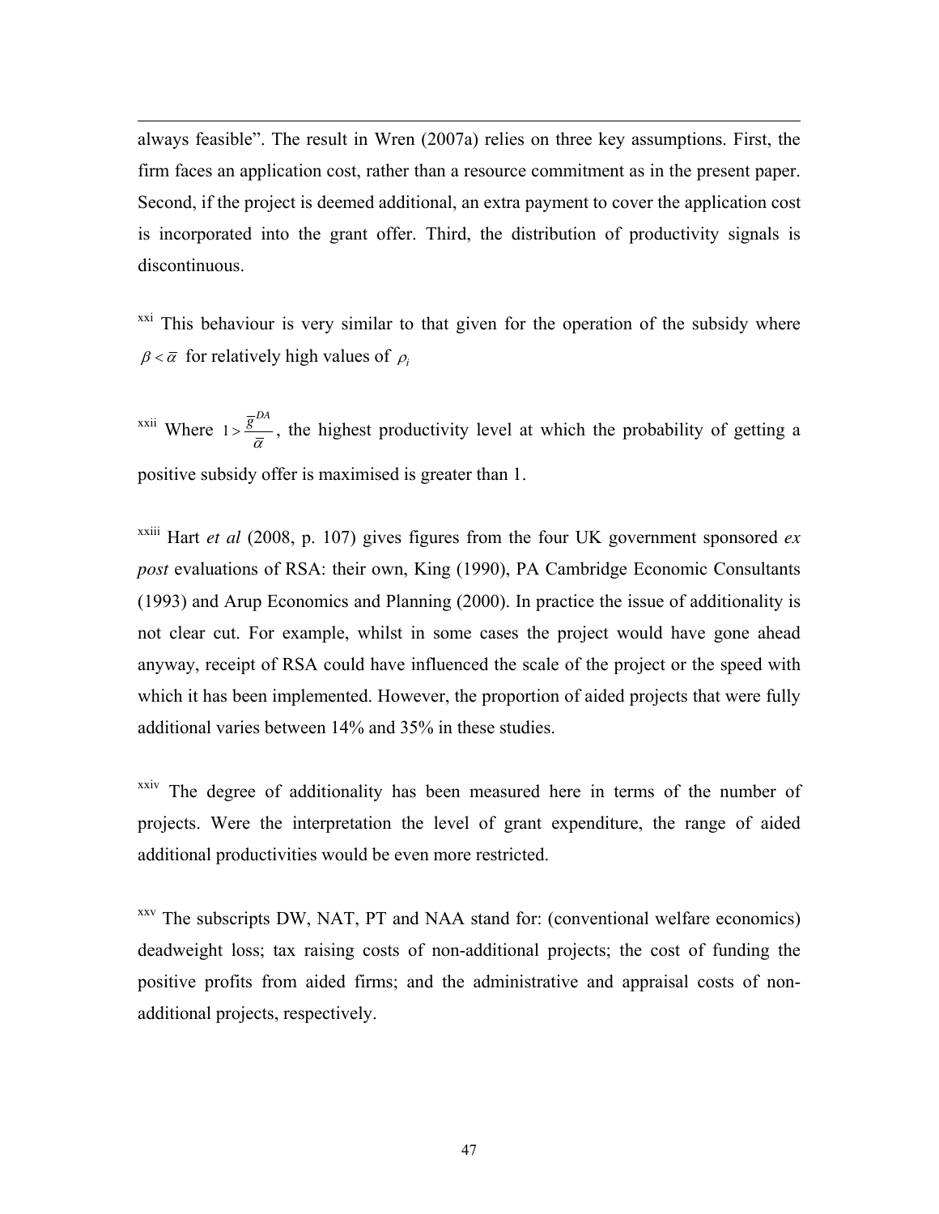always feasible". The result in Wren (2007a) relies on three key assumptions. First, the firm faces an application cost, rather than a resource commitment as in the present paper. Second, if the project is deemed additional, an extra payment to cover the application cost is incorporated into the grant offer. Third, the distribution of productivity signals is discontinuous.

[xxi] This behaviour is very similar to that given for the operation of the subsidy where $\beta < \overline{\alpha}$ for relatively high values of $\rho_i$

[xxii] Where $1 > \frac{\overline{g}^{DA}}{\overline{\alpha}}$, the highest productivity level at which the probability of getting a positive subsidy offer is maximised is greater than 1.

[xxiii] Hart *et al* (2008, p. 107) gives figures from the four UK government sponsored *ex post* evaluations of RSA: their own, King (1990), PA Cambridge Economic Consultants (1993) and Arup Economics and Planning (2000). In practice the issue of additionality is not clear cut. For example, whilst in some cases the project would have gone ahead anyway, receipt of RSA could have influenced the scale of the project or the speed with which it has been implemented. However, the proportion of aided projects that were fully additional varies between 14% and 35% in these studies.

[xxiv] The degree of additionality has been measured here in terms of the number of projects. Were the interpretation the level of grant expenditure, the range of aided additional productivities would be even more restricted.

[xxv] The subscripts DW, NAT, PT and NAA stand for: (conventional welfare economics) deadweight loss; tax raising costs of non-additional projects; the cost of funding the positive profits from aided firms; and the administrative and appraisal costs of non-additional projects, respectively.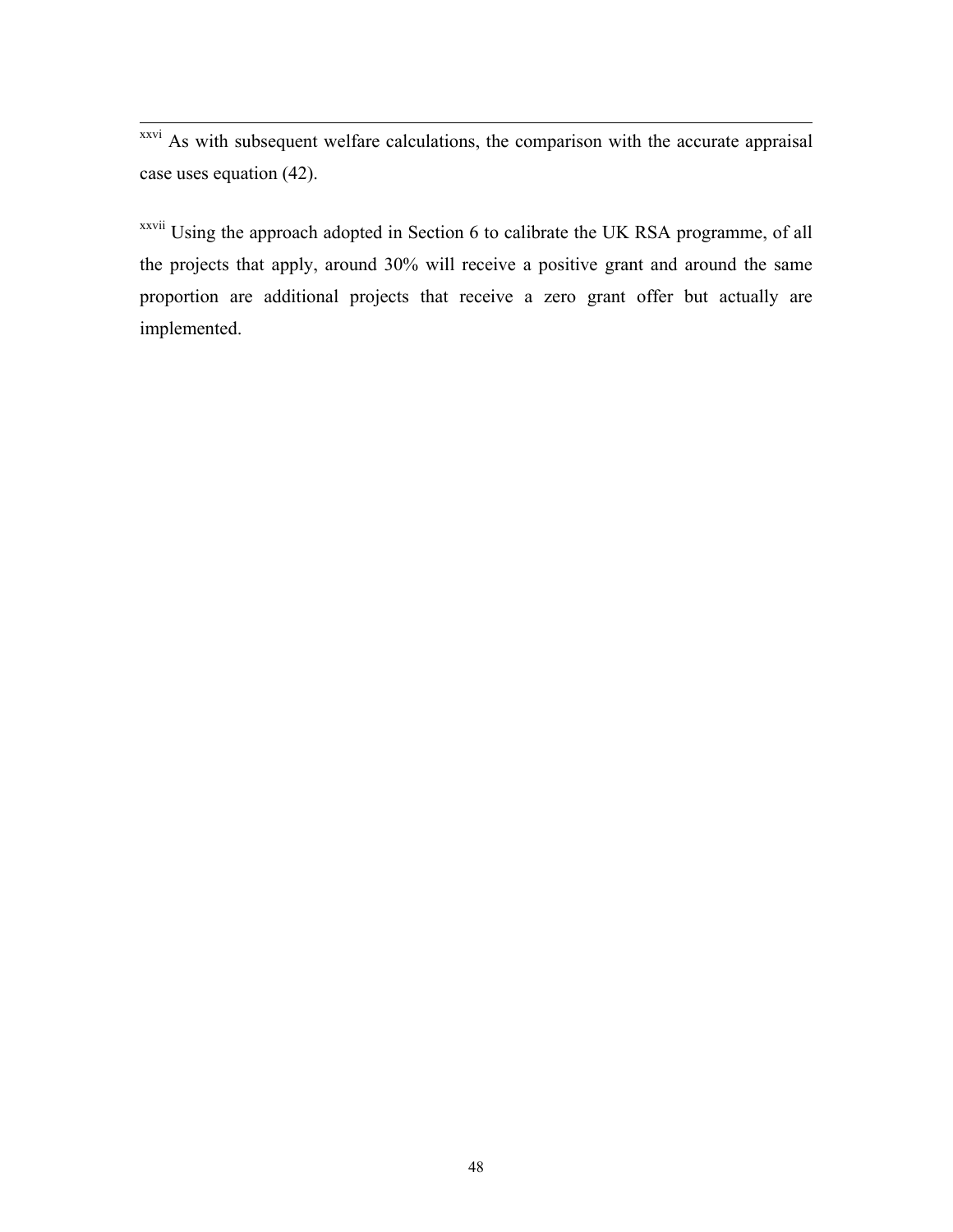[xxvi] As with subsequent welfare calculations, the comparison with the accurate appraisal case uses equation (42).

[xxvii] Using the approach adopted in Section 6 to calibrate the UK RSA programme, of all the projects that apply, around 30% will receive a positive grant and around the same proportion are additional projects that receive a zero grant offer but actually are implemented.